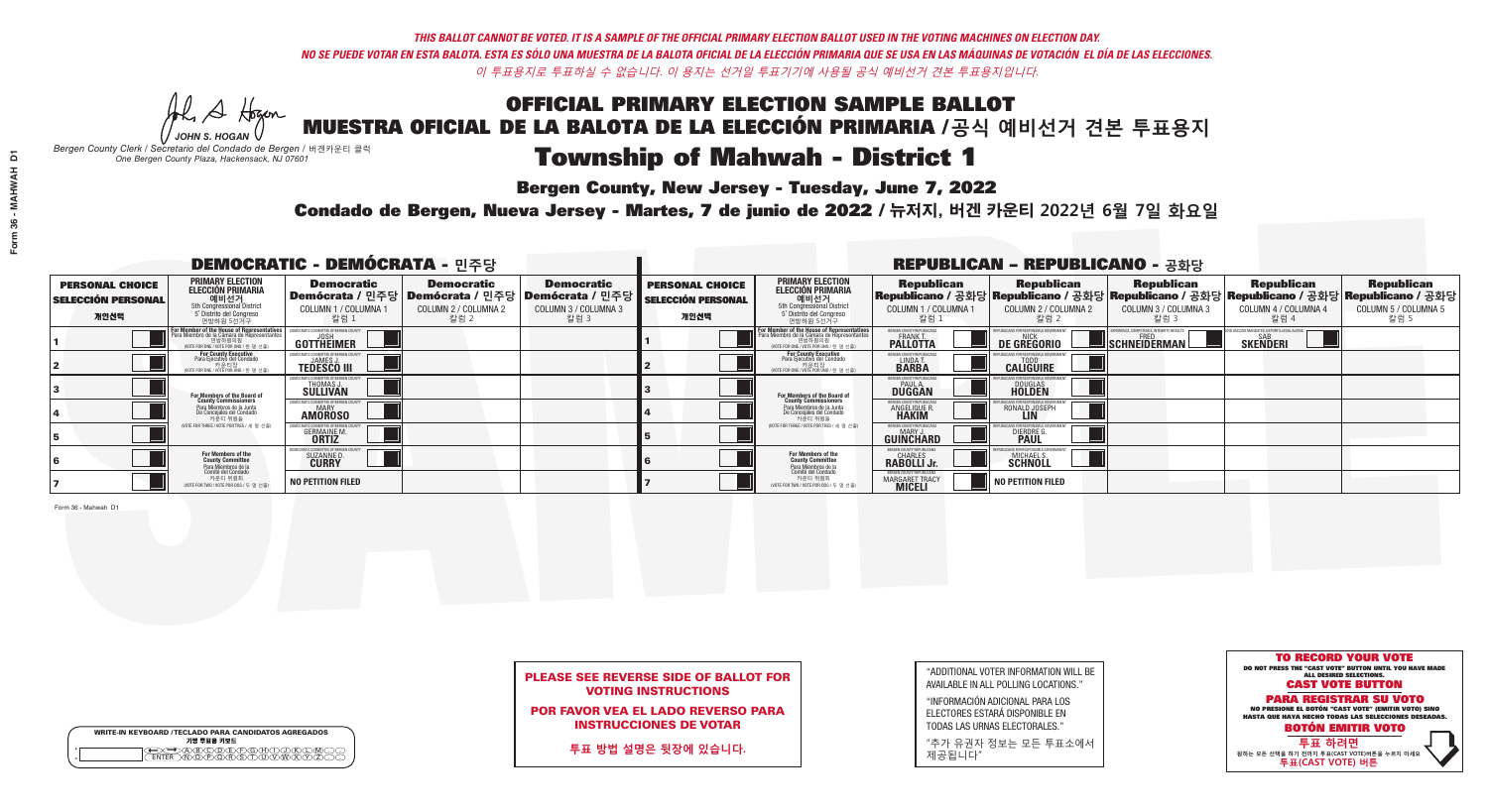*THIS BALLOT CANNOT BE VOTED. IT IS A SAMPLE OF THE OFFICIAL PRIMARY ELECTION BALLOT USED IN THE VOTING MACHINES ON ELECTION DAY.*

*NO SE PUEDE VOTAR EN ESTA BALOTA. ESTA ES SÓLO UNA MUESTRA DE LA BALOTA OFICIAL DE LA ELECCIÓN PRIMARIA QUE SE USA EN LAS MÁQUINAS DE VOTACIÓN EL DÍA DE LAS ELECCIONES.*

*이 투표용지로 투표하실 수 없습니다. 이 용지는 선거일 투표기기에 사용될 공식 예비선거 견본 투표용지입니다.*

JOHN S. HOGAN

*Bergen County Clerk / Secretario del Condado de Bergen /* 버겐카운티 클럭
*One Bergen County Plaza, Hackensack, NJ 07601*

# OFFICIAL PRIMARY ELECTION SAMPLE BALLOT
# MUESTRA OFICIAL DE LA BALOTA DE LA ELECCIÓN PRIMARIA /공식 예비선거 견본 투표용지

# Township of Mahwah - District 1

**Bergen County, New Jersey - Tuesday, June 7, 2022**

**Condado de Bergen, Nueva Jersey - Martes, 7 de junio de 2022 / 뉴저지, 버겐 카운티 2022년 6월 7일 화요일**

## DEMOCRATIC - DEMÓCRATA - 민주당

| PERSONAL CHOICE / SELECCIÓN PERSONAL / 개인선택 | PRIMARY ELECTION / ELECCIÓN PRIMARIA / 예비선거 | Democratic / Demócrata / 민주당 COLUMN 1 / COLUMNA 1 / 칼럼 1 | Democratic / Demócrata / 민주당 COLUMN 2 / COLUMNA 2 / 칼럼 2 | Democratic / Demócrata / 민주당 COLUMN 3 / COLUMNA 3 / 칼럼 3 |
|---|---|---|---|---|
| 1 | For Member of the House of Representatives / Para Miembro de la Cámara de Representantes / 연방하원의원 (VOTE FOR ONE / VOTE POR UNO / 한 명 선출) | JOSH GOTTHEIMER | | |
| 2 | For County Executive / Para Ejecutivo del Condado / 카운티장 (VOTE FOR ONE / VOTE POR UNO / 한 명 선출) | JAMES J. TEDESCO III | | |
| 3 | For Members of the Board of County Commissioners / Para Miembros de la Junta De Concejales del Condado / 카운티 위원들 (VOTE FOR THREE / VOTE POR TRES / 세 명 선출) | THOMAS J. SULLIVAN | | |
| 4 | | MARY AMOROSO | | |
| 5 | | GERMAINE M. ORTIZ | | |
| 6 | For Members of the County Committee / Para Miembros de la Comité del Condado / 카운티 위원회 (VOTE FOR TWO / VOTE POR DOS / 두 명 선출) | SUZANNE D. CURRY | | |
| 7 | | NO PETITION FILED | | |

## REPUBLICAN - REPUBLICANO - 공화당

| PERSONAL CHOICE / SELECCIÓN PERSONAL / 개인선택 | PRIMARY ELECTION / ELECCIÓN PRIMARIA / 예비선거 | Republican / Republicano / 공화당 COLUMN 1 / COLUMNA 1 / 칼럼 1 | Republican / Republicano / 공화당 COLUMN 2 / COLUMNA 2 / 칼럼 2 | Republican / Republicano / 공화당 COLUMN 3 / COLUMNA 3 / 칼럼 3 | Republican / Republicano / 공화당 COLUMN 4 / COLUMNA 4 / 칼럼 4 | Republican / Republicano / 공화당 COLUMN 5 / COLUMNA 5 / 칼럼 5 |
|---|---|---|---|---|---|---|
| 1 | For Member of the House of Representatives / Para Miembro de la Cámara de Representantes / 연방하원의원 (VOTE FOR ONE / VOTE POR UNO / 한 명 선출) | FRANK T. PALLOTTA | NICK DE GREGORIO | FRED SCHNEIDERMAN | SAB SKENDERI | |
| 2 | For County Executive / Para Ejecutivo del Condado / 카운티장 (VOTE FOR ONE / VOTE POR UNO / 한 명 선출) | LINDA T. BARBA | TODD CALIGUIRE | | | |
| 3 | For Members of the Board of County Commissioners / Para Miembros de la Junta De Concejales del Condado / 카운티 위원들 (VOTE FOR THREE / VOTE POR TRES / 세 명 선출) | PAUL A. DUGGAN | DOUGLAS HOLDEN | | | |
| 4 | | ANGELIQUE R. HAKIM | RONALD JOSEPH LIN | | | |
| 5 | | MARY J. GUINCHARD | DIERDRE G. PAUL | | | |
| 6 | For Members of the County Committee / Para Miembros de la Comité del Condado / 카운티 위원회 (VOTE FOR TWO / VOTE POR DOS / 두 명 선출) | CHARLES RABOLLI Jr. | MICHAEL S. SCHNOLL | | | |
| 7 | | MARGARET TRACY MICELI | NO PETITION FILED | | | |

Form 36 - Mahwah D1

**PLEASE SEE REVERSE SIDE OF BALLOT FOR VOTING INSTRUCTIONS**

**POR FAVOR VEA EL LADO REVERSO PARA INSTRUCCIONES DE VOTAR**

**투표 방법 설명은 뒷장에 있습니다.**

"ADDITIONAL VOTER INFORMATION WILL BE AVAILABLE IN ALL POLLING LOCATIONS."

"INFORMACIÓN ADICIONAL PARA LOS ELECTORES ESTARÁ DISPONIBLE EN TODAS LAS URNAS ELECTORALES."

"추가 유권자 정보는 모든 투표소에서 제공됩니다"

**TO RECORD YOUR VOTE**
DO NOT PRESS THE "CAST VOTE" BUTTON UNTIL YOU HAVE MADE ALL DESIRED SELECTIONS.
**CAST VOTE BUTTON**

**PARA REGISTRAR SU VOTO**
NO PRESIONE EL BOTÓN "CAST VOTE" (EMITIR VOTO) SINO HASTA QUE HAYA HECHO TODAS LAS SELECCIONES DESEADAS.
**BOTÓN EMITIR VOTO**

**투표 하려면**
원하는 모든 선택을 하기 전까지 투표(CAST VOTE)버튼을 누르지 마세요
**투표(CAST VOTE) 버튼**

WRITE-IN KEYBOARD /TECLADO PARA CANDIDATOS AGREGADOS
기명 투표용 키보드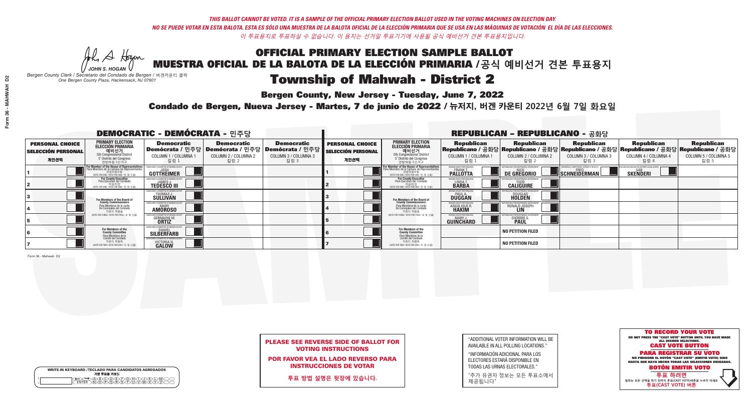*THIS BALLOT CANNOT BE VOTED. IT IS A SAMPLE OF THE OFFICIAL PRIMARY ELECTION BALLOT USED IN THE VOTING MACHINES ON ELECTION DAY.*
*NO SE PUEDE VOTAR EN ESTA BALOTA. ESTA ES SÓLO UNA MUESTRA DE LA BALOTA OFICIAL DE LA ELECCIÓN PRIMARIA QUE SE USA EN LAS MÁQUINAS DE VOTACIÓN EL DÍA DE LAS ELECCIONES.*
*이 투표용지로 투표하실 수 없습니다. 이 용지는 선거일 투표기기에 사용될 공식 예비선거 견본 투표용지입니다.*

JOHN S. HOGAN
*Bergen County Clerk / Secretario del Condado de Bergen / 버겐카운티 클럭*
*One Bergen County Plaza, Hackensack, NJ 07601*

# OFFICIAL PRIMARY ELECTION SAMPLE BALLOT
# MUESTRA OFICIAL DE LA BALOTA DE LA ELECCIÓN PRIMARIA /공식 예비선거 견본 투표용지
# Township of Mahwah - District 2

**Bergen County, New Jersey - Tuesday, June 7, 2022**

**Condado de Bergen, Nueva Jersey - Martes, 7 de junio de 2022 / 뉴저지, 버겐 카운티 2022년 6월 7일 화요일**

## DEMOCRATIC - DEMÓCRATA - 민주당

| PERSONAL CHOICE / SELECCIÓN PERSONAL / 개인선택 | PRIMARY ELECTION / ELECCIÓN PRIMARIA / 예비선거 | Democratic / Demócrata / 민주당 COLUMN 1 / COLUMNA 1 / 칼럼 1 | Democratic / Demócrata / 민주당 COLUMN 2 / COLUMNA 2 / 칼럼 2 | Democratic / Demócrata / 민주당 COLUMN 3 / COLUMNA 3 / 칼럼 3 |
|---|---|---|---|---|
| 1 | For Member of the House of Representatives / Para Miembro de la Cámara de Representantes / 연방하원의원 (5th Congressional District / 5° Distrito del Congreso / 연방하원 5선거구) (VOTE FOR ONE / VOTE POR UNO / 한 명 선출) | JOSH GOTTHEIMER | | |
| 2 | For County Executive / Para Ejecutivo del Condado / 카운티장 (VOTE FOR ONE / VOTE POR UNO / 한 명 선출) | JAMES J. TEDESCO III | | |
| 3 | For Members of the Board of County Commissioners / Para Miembros de la Junta De Concejales del Condado / 카운티 위원들 (VOTE FOR THREE / VOTE POR TRES / 세 명 선출) | THOMAS J. SULLIVAN | | |
| 4 | | MARY AMOROSO | | |
| 5 | | GERMAINE M. ORTIZ | | |
| 6 | For Members of the County Committee / Para Miembros de la Comité del Condado / 카운티 위원회 (VOTE FOR TWO / VOTE POR DOS / 두 명 선출) | DANIEL SILBERFARB | | |
| 7 | | VICTORIA N. GALOW | | |

## REPUBLICAN - REPUBLICANO - 공화당

| PERSONAL CHOICE / SELECCIÓN PERSONAL / 개인선택 | PRIMARY ELECTION / ELECCIÓN PRIMARIA / 예비선거 | Republican / Republicano / 공화당 COLUMN 1 / COLUMNA 1 / 칼럼 1 | Republican / Republicano / 공화당 COLUMN 2 / COLUMNA 2 / 칼럼 2 | Republican / Republicano / 공화당 COLUMN 3 / COLUMNA 3 / 칼럼 3 | Republican / Republicano / 공화당 COLUMN 4 / COLUMNA 4 / 칼럼 4 | Republican / Republicano / 공화당 COLUMN 5 / COLUMNA 5 / 칼럼 5 |
|---|---|---|---|---|---|---|
| 1 | For Member of the House of Representatives / Para Miembro de la Cámara de Representantes / 연방하원의원 (5th Congressional District / 5° Distrito del Congreso / 연방하원 5선거구) (VOTE FOR ONE / VOTE POR UNO / 한 명 선출) | FRANK T. PALLOTTA | NICK DE GREGORIO | FRED SCHNEIDERMAN | SAB SKENDERI | |
| 2 | For County Executive / Para Ejecutivo del Condado / 카운티장 (VOTE FOR ONE / VOTE POR UNO / 한 명 선출) | LINDA T. BARBA | TODD CALIGUIRE | | | |
| 3 | For Members of the Board of County Commissioners / Para Miembros de la Junta De Concejales del Condado / 카운티 위원들 (VOTE FOR THREE / VOTE POR TRES / 세 명 선출) | PAUL A. DUGGAN | DOUGLAS HOLDEN | | | |
| 4 | | ANGELIQUE R. HAKIM | RONALD JOSEPH LIN | | | |
| 5 | | MARY J. GUINCHARD | DIERDRE G. PAUL | | | |
| 6 | For Members of the County Committee / Para Miembros de la Comité del Condado / 카운티 위원회 (VOTE FOR TWO / VOTE POR DOS / 두 명 선출) | | NO PETITION FILED | | | |
| 7 | | | NO PETITION FILED | | | |

Form 36 - Mahwah D2

**PLEASE SEE REVERSE SIDE OF BALLOT FOR VOTING INSTRUCTIONS**

**POR FAVOR VEA EL LADO REVERSO PARA INSTRUCCIONES DE VOTAR**

**투표 방법 설명은 뒷장에 있습니다.**

"ADDITIONAL VOTER INFORMATION WILL BE AVAILABLE IN ALL POLLING LOCATIONS."

"INFORMACIÓN ADICIONAL PARA LOS ELECTORES ESTARÁ DISPONIBLE EN TODAS LAS URNAS ELECTORALES."

"추가 유권자 정보는 모든 투표소에서 제공됩니다"

**TO RECORD YOUR VOTE**
DO NOT PRESS THE "CAST VOTE" BUTTON UNTIL YOU HAVE MADE ALL DESIRED SELECTIONS.
**CAST VOTE BUTTON**

**PARA REGISTRAR SU VOTO**
NO PRESIONE EL BOTÓN "CAST VOTE" (EMITIR VOTO) SINO HASTA QUE HAYA HECHO TODAS LAS SELECCIONES DESEADAS.
**BOTÓN EMITIR VOTO**

**투표 하려면**
원하는 모든 선택을 하기 전까지 투표(CAST VOTE)버튼을 누르지 마세요
**투표(CAST VOTE) 버튼**

WRITE-IN KEYBOARD /TECLADO PARA CANDIDATOS AGREGADOS
기명 투표용 키보드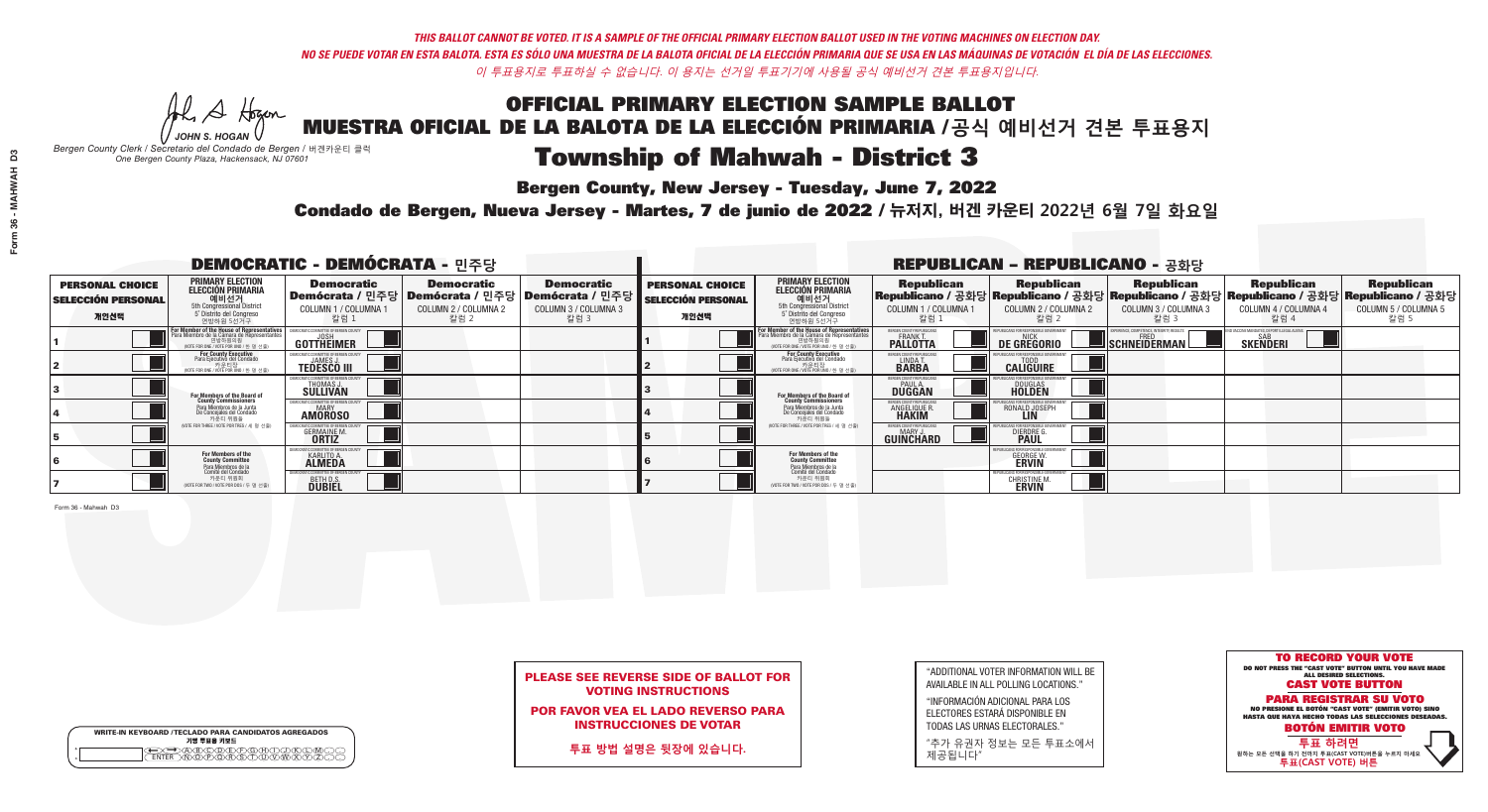*THIS BALLOT CANNOT BE VOTED. IT IS A SAMPLE OF THE OFFICIAL PRIMARY ELECTION BALLOT USED IN THE VOTING MACHINES ON ELECTION DAY.*
*NO SE PUEDE VOTAR EN ESTA BALOTA. ESTA ES SÓLO UNA MUESTRA DE LA BALOTA OFICIAL DE LA ELECCIÓN PRIMARIA QUE SE USA EN LAS MÁQUINAS DE VOTACIÓN EL DÍA DE LAS ELECCIONES.*
*이 투표용지로 투표하실 수 없습니다. 이 용지는 선거일 투표기기에 사용될 공식 예비선거 견본 투표용지입니다.*

JOHN S. HOGAN
*Bergen County Clerk / Secretario del Condado de Bergen / 버겐카운티 클럭*
*One Bergen County Plaza, Hackensack, NJ 07601*

# OFFICIAL PRIMARY ELECTION SAMPLE BALLOT
# MUESTRA OFICIAL DE LA BALOTA DE LA ELECCIÓN PRIMARIA / 공식 예비선거 견본 투표용지
# Township of Mahwah - District 3

**Bergen County, New Jersey - Tuesday, June 7, 2022**
**Condado de Bergen, Nueva Jersey - Martes, 7 de junio de 2022 / 뉴저지, 버겐 카운티 2022년 6월 7일 화요일**

## DEMOCRATIC - DEMÓCRATA - 민주당

| PERSONAL CHOICE / SELECCIÓN PERSONAL / 개인선택 | PRIMARY ELECTION / ELECCIÓN PRIMARIA / 예비선거 | Democratic / Demócrata / 민주당 COLUMN 1 / COLUMNA 1 / 칼럼 1 | Democratic / Demócrata / 민주당 COLUMN 2 / COLUMNA 2 / 칼럼 2 | Democratic / Demócrata / 민주당 COLUMN 3 / COLUMNA 3 / 칼럼 3 |
|---|---|---|---|---|
| 1 | For Member of the House of Representatives / Para Miembro de la Cámara de Representantes / 연방하원의원 (5th Congressional District) (VOTE FOR ONE / VOTE POR UNO / 한 명 선출) | JOSH GOTTHEIMER | | |
| 2 | For County Executive / Para Ejecutivo del Condado / 카운티장 (VOTE FOR ONE / VOTE POR UNO / 한 명 선출) | JAMES J. TEDESCO III | | |
| 3 | For Members of the Board of County Commissioners / Para Miembros de la Junta De Concejales del Condado / 카운티 위원들 (VOTE FOR THREE / VOTE POR TRES / 세 명 선출) | THOMAS J. SULLIVAN | | |
| 4 | | MARY AMOROSO | | |
| 5 | | GERMAINE M. ORTIZ | | |
| 6 | For Members of the County Committee / Para Miembros de la Comité del Condado / 카운티 위원회 (VOTE FOR TWO / VOTE POR DOS / 두 명 선출) | KARLITO A. ALMEDA | | |
| 7 | | BETH D.S. DUBIEL | | |

## REPUBLICAN - REPUBLICANO - 공화당

| PERSONAL CHOICE / SELECCIÓN PERSONAL / 개인선택 | PRIMARY ELECTION / ELECCIÓN PRIMARIA / 예비선거 | Republican / Republicano / 공화당 COLUMN 1 / COLUMNA 1 / 칼럼 1 | Republican / Republicano / 공화당 COLUMN 2 / COLUMNA 2 / 칼럼 2 | Republican / Republicano / 공화당 COLUMN 3 / COLUMNA 3 / 칼럼 3 | Republican / Republicano / 공화당 COLUMN 4 / COLUMNA 4 / 칼럼 4 | Republican / Republicano / 공화당 COLUMN 5 / COLUMNA 5 / 칼럼 5 |
|---|---|---|---|---|---|---|
| 1 | For Member of the House of Representatives / Para Miembro de la Cámara de Representantes / 연방하원의원 (5th Congressional District) (VOTE FOR ONE / VOTE POR UNO / 한 명 선출) | FRANK T. PALLOTTA | NICK DE GREGORIO | FRED SCHNEIDERMAN | SAB SKENDERI | |
| 2 | For County Executive / Para Ejecutivo del Condado / 카운티장 (VOTE FOR ONE / VOTE POR UNO / 한 명 선출) | LINDA T. BARBA | TODD CALIGUIRE | | | |
| 3 | For Members of the Board of County Commissioners / Para Miembros de la Junta De Concejales del Condado / 카운티 위원들 (VOTE FOR THREE / VOTE POR TRES / 세 명 선출) | PAUL A. DUGGAN | DOUGLAS HOLDEN | | | |
| 4 | | ANGELIQUE R. HAKIM | RONALD JOSEPH LIN | | | |
| 5 | | MARY J. GUINCHARD | DIERDRE G. PAUL | | | |
| 6 | For Members of the County Committee / Para Miembros de la Comité del Condado / 카운티 위원회 (VOTE FOR TWO / VOTE POR DOS / 두 명 선출) | | GEORGE W. ERVIN | | | |
| 7 | | | CHRISTINE M. ERVIN | | | |

Form 36 - Mahwah D3

**PLEASE SEE REVERSE SIDE OF BALLOT FOR VOTING INSTRUCTIONS**
**POR FAVOR VEA EL LADO REVERSO PARA INSTRUCCIONES DE VOTAR**
**투표 방법 설명은 뒷장에 있습니다.**

"ADDITIONAL VOTER INFORMATION WILL BE AVAILABLE IN ALL POLLING LOCATIONS."
"INFORMACIÓN ADICIONAL PARA LOS ELECTORES ESTARÁ DISPONIBLE EN TODAS LAS URNAS ELECTORALES."
"추가 유권자 정보는 모든 투표소에서 제공됩니다"

**TO RECORD YOUR VOTE**
DO NOT PRESS THE "CAST VOTE" BUTTON UNTIL YOU HAVE MADE ALL DESIRED SELECTIONS.
**CAST VOTE BUTTON**
**PARA REGISTRAR SU VOTO**
NO PRESIONE EL BOTÓN "CAST VOTE" (EMITIR VOTO) SINO HASTA QUE HAYA HECHO TODAS LAS SELECCIONES DESEADAS.
**BOTÓN EMITIR VOTO**
**투표 하려면**
원하는 모든 선택을 하기 전까지 투표(CAST VOTE)버튼을 누르지 마세요.
**투표(CAST VOTE) 버튼**

WRITE-IN KEYBOARD /TECLADO PARA CANDIDATOS AGREGADOS
기명 투표용 키보드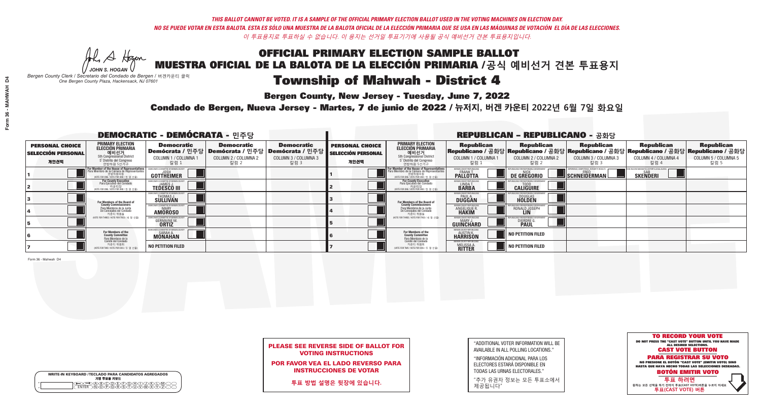*THIS BALLOT CANNOT BE VOTED. IT IS A SAMPLE OF THE OFFICIAL PRIMARY ELECTION BALLOT USED IN THE VOTING MACHINES ON ELECTION DAY.*
*NO SE PUEDE VOTAR EN ESTA BALOTA. ESTA ES SÓLO UNA MUESTRA DE LA BALOTA OFICIAL DE LA ELECCIÓN PRIMARIA QUE SE USA EN LAS MÁQUINAS DE VOTACIÓN EL DÍA DE LAS ELECCIONES.*
*이 투표용지로 투표하실 수 없습니다. 이 용지는 선거일 투표기기에 사용될 공식 예비선거 견본 투표용지입니다.*

JOHN S. HOGAN
*Bergen County Clerk / Secretario del Condado de Bergen / 버겐카운티 클럭*
*One Bergen County Plaza, Hackensack, NJ 07601*

# OFFICIAL PRIMARY ELECTION SAMPLE BALLOT
# MUESTRA OFICIAL DE LA BALOTA DE LA ELECCIÓN PRIMARIA /공식 예비선거 견본 투표용지

# Township of Mahwah - District 4

**Bergen County, New Jersey - Tuesday, June 7, 2022**

**Condado de Bergen, Nueva Jersey - Martes, 7 de junio de 2022 / 뉴저지, 버겐 카운티 2022년 6월 7일 화요일**

## DEMOCRATIC - DEMÓCRATA - 민주당

| PERSONAL CHOICE / SELECCIÓN PERSONAL / 개인선택 | PRIMARY ELECTION / ELECCIÓN PRIMARIA / 예비선거 | Democratic / Demócrata / 민주당 COLUMN 1 / COLUMNA 1 / 칼럼 1 | Democratic / Demócrata / 민주당 COLUMN 2 / COLUMNA 2 / 칼럼 2 | Democratic / Demócrata / 민주당 COLUMN 3 / COLUMNA 3 / 칼럼 3 |
|---|---|---|---|---|
| 1 | For Member of the House of Representatives / Para Miembro de la Cámara de Representantes / 연방하원의원 (5th Congressional District / 5° Distrito del Congreso / 연방하원 5선거구) (VOTE FOR ONE / VOTE POR UNO / 한 명 선출) | JOSH GOTTHEIMER | | |
| 2 | For County Executive / Para Ejecutivo del Condado / 카운티장 (VOTE FOR ONE / VOTE POR UNO / 한 명 선출) | JAMES J. TEDESCO III | | |
| 3 | For Members of the Board of County Commissioners / Para Miembros de la Junta De Concejales del Condado / 카운티 위원들 (VOTE FOR THREE / VOTE POR TRES / 세 명 선출) | THOMAS J. SULLIVAN | | |
| 4 | | MARY AMOROSO | | |
| 5 | | GERMAINE M. ORTIZ | | |
| 6 | For Members of the County Committee / Para Miembros de la Comité del Condado / 카운티 위원회 (VOTE FOR TWO / VOTE POR DOS / 두 명 선출) | SARAH A. MONAHAN | | |
| 7 | | NO PETITION FILED | | |

## REPUBLICAN - REPUBLICANO - 공화당

| PERSONAL CHOICE / SELECCIÓN PERSONAL / 개인선택 | PRIMARY ELECTION / ELECCIÓN PRIMARIA / 예비선거 | Republican / Republicano / 공화당 COLUMN 1 / COLUMNA 1 / 칼럼 1 | Republican / Republicano / 공화당 COLUMN 2 / COLUMNA 2 / 칼럼 2 | Republican / Republicano / 공화당 COLUMN 3 / COLUMNA 3 / 칼럼 3 | Republican / Republicano / 공화당 COLUMN 4 / COLUMNA 4 / 칼럼 4 | Republican / Republicano / 공화당 COLUMN 5 / COLUMNA 5 / 칼럼 5 |
|---|---|---|---|---|---|---|
| 1 | For Member of the House of Representatives / Para Miembro de la Cámara de Representantes / 연방하원의원 (5th Congressional District / 5° Distrito del Congreso / 연방하원 5선거구) (VOTE FOR ONE / VOTE POR UNO / 한 명 선출) | FRANK T. PALLOTTA | NICK DE GREGORIO | FRED SCHNEIDERMAN | SAB SKENDERI | |
| 2 | For County Executive / Para Ejecutivo del Condado / 카운티장 (VOTE FOR ONE / VOTE POR UNO / 한 명 선출) | LINDA T. BARBA | TODD CALIGUIRE | | | |
| 3 | For Members of the Board of County Commissioners / Para Miembros de la Junta De Concejales del Condado / 카운티 위원들 (VOTE FOR THREE / VOTE POR TRES / 세 명 선출) | PAUL A. DUGGAN | DOUGLAS HOLDEN | | | |
| 4 | | ANGELIQUE R. HAKIM | RONALD JOSEPH LIN | | | |
| 5 | | MARY J. GUINCHARD | DIERDRE G. PAUL | | | |
| 6 | For Members of the County Committee / Para Miembros de la Comité del Condado / 카운티 위원회 (VOTE FOR TWO / VOTE POR DOS / 두 명 선출) | AUSTIN K. HARRISON | NO PETITION FILED | | | |
| 7 | | MELISSA A. RITTER | NO PETITION FILED | | | |

Form 36 - Mahwah D4

**PLEASE SEE REVERSE SIDE OF BALLOT FOR VOTING INSTRUCTIONS**

**POR FAVOR VEA EL LADO REVERSO PARA INSTRUCCIONES DE VOTAR**

**투표 방법 설명은 뒷장에 있습니다.**

"ADDITIONAL VOTER INFORMATION WILL BE AVAILABLE IN ALL POLLING LOCATIONS."

"INFORMACIÓN ADICIONAL PARA LOS ELECTORES ESTARÁ DISPONIBLE EN TODAS LAS URNAS ELECTORALES."

"추가 유권자 정보는 모든 투표소에서 제공됩니다"

WRITE-IN KEYBOARD /TECLADO PARA CANDIDATOS AGREGADOS
기명 투표용 키보드

**TO RECORD YOUR VOTE**
DO NOT PRESS THE "CAST VOTE" BUTTON UNTIL YOU HAVE MADE ALL DESIRED SELECTIONS.
**CAST VOTE BUTTON**

**PARA REGISTRAR SU VOTO**
NO PRESIONE EL BOTÓN "CAST VOTE" (EMITIR VOTO) SINO HASTA QUE HAYA HECHO TODAS LAS SELECCIONES DESEADAS.
**BOTÓN EMITIR VOTO**

**투표 하려면**
원하는 모든 선택을 하기 전까지 투표(CAST VOTE)버튼을 누르지 마세요
**투표(CAST VOTE) 버튼**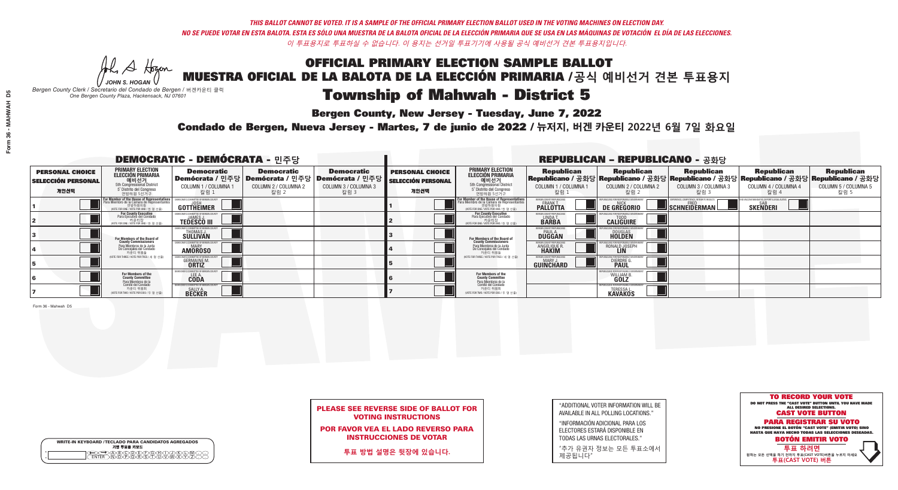*THIS BALLOT CANNOT BE VOTED. IT IS A SAMPLE OF THE OFFICIAL PRIMARY ELECTION BALLOT USED IN THE VOTING MACHINES ON ELECTION DAY.*
*NO SE PUEDE VOTAR EN ESTA BALOTA. ESTA ES SÓLO UNA MUESTRA DE LA BALOTA OFICIAL DE LA ELECCIÓN PRIMARIA QUE SE USA EN LAS MÁQUINAS DE VOTACIÓN EL DÍA DE LAS ELECCIONES.*
*이 투표용지로 투표하실 수 없습니다. 이 용지는 선거일 투표기기에 사용될 공식 예비선거 견본 투표용지입니다.*

JOHN S. HOGAN
*Bergen County Clerk / Secretario del Condado de Bergen / 버겐카운티 클럭*
*One Bergen County Plaza, Hackensack, NJ 07601*

# OFFICIAL PRIMARY ELECTION SAMPLE BALLOT
# MUESTRA OFICIAL DE LA BALOTA DE LA ELECCIÓN PRIMARIA /공식 예비선거 견본 투표용지
# Township of Mahwah - District 5

**Bergen County, New Jersey - Tuesday, June 7, 2022**

**Condado de Bergen, Nueva Jersey - Martes, 7 de junio de 2022 / 뉴저지, 버겐 카운티 2022년 6월 7일 화요일**

## DEMOCRATIC - DEMÓCRATA - 민주당

| PERSONAL CHOICE / SELECCIÓN PERSONAL / 개인선택 | PRIMARY ELECTION / ELECCIÓN PRIMARIA / 예비선거 | Democratic / Demócrata / 민주당 COLUMN 1 / COLUMNA 1 / 칼럼 1 | Democratic / Demócrata / 민주당 COLUMN 2 / COLUMNA 2 / 칼럼 2 | Democratic / Demócrata / 민주당 COLUMN 3 / COLUMNA 3 / 칼럼 3 |
|---|---|---|---|---|
| 1 | For Member of the House of Representatives / Para Miembro de la Cámara de Representantes / 연방하원의원 (5th Congressional District) (VOTE FOR ONE / VOTE POR UNO / 한 명 선출) | JOSH GOTTHEIMER | | |
| 2 | For County Executive / Para Ejecutivo del Condado / 카운티장 (VOTE FOR ONE / VOTE POR UNO / 한 명 선출) | JAMES J. TEDESCO III | | |
| 3 | For Members of the Board of County Commissioners / Para Miembros de la Junta De Concejales del Condado / 카운티 위원들 (VOTE FOR THREE / VOTE POR TRES / 세 명 선출) | THOMAS J. SULLIVAN | | |
| 4 | | MARY AMOROSO | | |
| 5 | | GERMAINE M. ORTIZ | | |
| 6 | For Members of the County Committee / Para Miembros de la Comité del Condado / 카운티 위원회 (VOTE FOR TWO / VOTE POR DOS / 두 명 선출) | LEE A. CODA | | |
| 7 | | SALLY A. BECKER | | |

## REPUBLICAN - REPUBLICANO - 공화당

| PERSONAL CHOICE / SELECCIÓN PERSONAL / 개인선택 | PRIMARY ELECTION / ELECCIÓN PRIMARIA / 예비선거 | Republican / Republicano / 공화당 COLUMN 1 / COLUMNA 1 / 칼럼 1 | Republican / Republicano / 공화당 COLUMN 2 / COLUMNA 2 / 칼럼 2 | Republican / Republicano / 공화당 COLUMN 3 / COLUMNA 3 / 칼럼 3 | Republican / Republicano / 공화당 COLUMN 4 / COLUMNA 4 / 칼럼 4 | Republican / Republicano / 공화당 COLUMN 5 / COLUMNA 5 / 칼럼 5 |
|---|---|---|---|---|---|---|
| 1 | For Member of the House of Representatives / Para Miembro de la Cámara de Representantes / 연방하원의원 (5th Congressional District) (VOTE FOR ONE / VOTE POR UNO / 한 명 선출) | FRANK T. PALLOTTA | NICK DE GREGORIO | FRED SCHNEIDERMAN | SAB SKENDERI | |
| 2 | For County Executive / Para Ejecutivo del Condado / 카운티장 (VOTE FOR ONE / VOTE POR UNO / 한 명 선출) | LINDA T. BARBA | TODD CALIGUIRE | | | |
| 3 | For Members of the Board of County Commissioners / Para Miembros de la Junta De Concejales del Condado / 카운티 위원들 (VOTE FOR THREE / VOTE POR TRES / 세 명 선출) | PAUL A. DUGGAN | DOUGLAS HOLDEN | | | |
| 4 | | ANGELIQUE R. HAKIM | RONALD JOSEPH LIN | | | |
| 5 | | MARY J. GUINCHARD | DIERDRE G. PAUL | | | |
| 6 | For Members of the County Committee / Para Miembros de la Comité del Condado / 카운티 위원회 (VOTE FOR TWO / VOTE POR DOS / 두 명 선출) | | WILLIAM B. GOLZ | | | |
| 7 | | | TERESSA L. KAVAKOS | | | |

**PLEASE SEE REVERSE SIDE OF BALLOT FOR VOTING INSTRUCTIONS**

**POR FAVOR VEA EL LADO REVERSO PARA INSTRUCCIONES DE VOTAR**

**투표 방법 설명은 뒷장에 있습니다.**

"ADDITIONAL VOTER INFORMATION WILL BE AVAILABLE IN ALL POLLING LOCATIONS."

"INFORMACIÓN ADICIONAL PARA LOS ELECTORES ESTARÁ DISPONIBLE EN TODAS LAS URNAS ELECTORALES."

"추가 유권자 정보는 모든 투표소에서 제공됩니다"

**TO RECORD YOUR VOTE**
DO NOT PRESS THE "CAST VOTE" BUTTON UNTIL YOU HAVE MADE ALL DESIRED SELECTIONS.
**CAST VOTE BUTTON**

**PARA REGISTRAR SU VOTO**
NO PRESIONE EL BOTÓN "CAST VOTE" (EMITIR VOTO) SINO HASTA QUE HAYA HECHO TODAS LAS SELECCIONES DESEADAS.
**BOTÓN EMITIR VOTO**

**투표 하려면**
원하는 모든 선택을 하기 전까지 투표(CAST VOTE)버튼을 누르지 마세요
**투표(CAST VOTE) 버튼**

WRITE-IN KEYBOARD /TECLADO PARA CANDIDATOS AGREGADOS
기명 투표용 키보드

Form 36 - Mahwah D5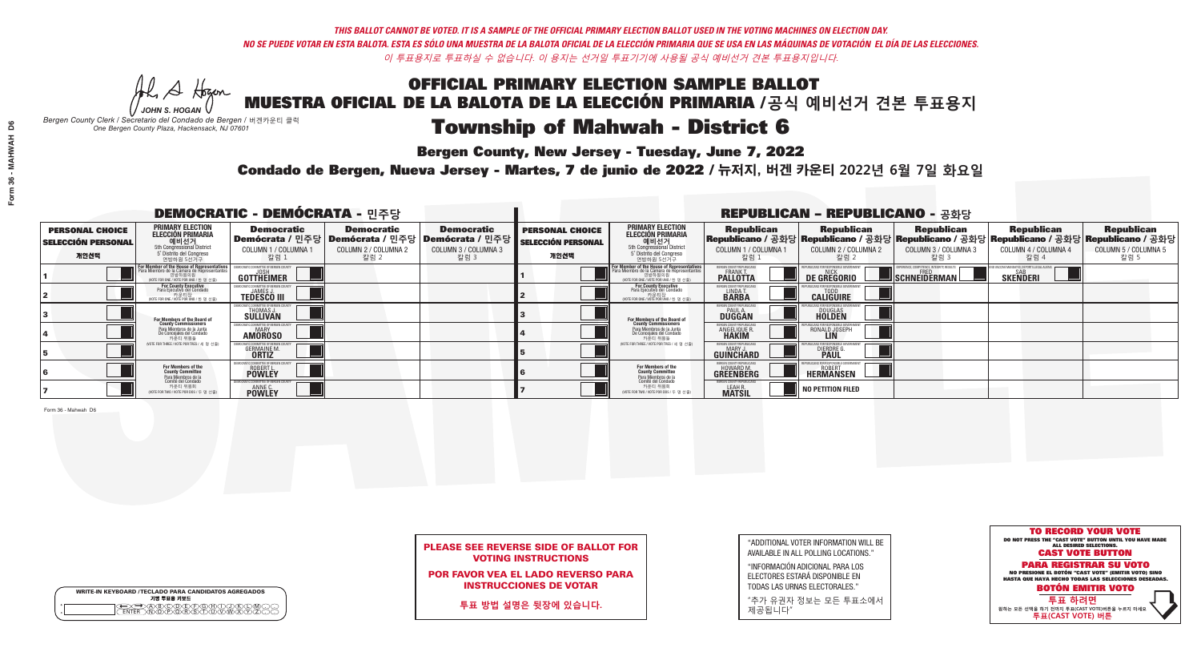*THIS BALLOT CANNOT BE VOTED. IT IS A SAMPLE OF THE OFFICIAL PRIMARY ELECTION BALLOT USED IN THE VOTING MACHINES ON ELECTION DAY.*
*NO SE PUEDE VOTAR EN ESTA BALOTA. ESTA ES SÓLO UNA MUESTRA DE LA BALOTA OFICIAL DE LA ELECCIÓN PRIMARIA QUE SE USA EN LAS MÁQUINAS DE VOTACIÓN EL DÍA DE LAS ELECCIONES.*
*이 투표용지로 투표하실 수 없습니다. 이 용지는 선거일 투표기기에 사용될 공식 예비선거 견본 투표용지입니다.*

JOHN S. HOGAN
*Bergen County Clerk / Secretario del Condado de Bergen / 버겐카운티 클럭*
*One Bergen County Plaza, Hackensack, NJ 07601*

# OFFICIAL PRIMARY ELECTION SAMPLE BALLOT
# MUESTRA OFICIAL DE LA BALOTA DE LA ELECCIÓN PRIMARIA /공식 예비선거 견본 투표용지

## Township of Mahwah - District 6

**Bergen County, New Jersey - Tuesday, June 7, 2022**

**Condado de Bergen, Nueva Jersey - Martes, 7 de junio de 2022 / 뉴저지, 버겐 카운티 2022년 6월 7일 화요일**

### DEMOCRATIC - DEMÓCRATA - 민주당

| PERSONAL CHOICE / SELECCIÓN PERSONAL / 개인선택 | PRIMARY ELECTION / ELECCIÓN PRIMARIA / 예비선거 / 5th Congressional District / 5° Distrito del Congreso / 연방하원 5선거구 | Democratic / Demócrata / 민주당 COLUMN 1 / COLUMNA 1 / 칼럼 1 | Democratic / Demócrata / 민주당 COLUMN 2 / COLUMNA 2 / 칼럼 2 | Democratic / Demócrata / 민주당 COLUMN 3 / COLUMNA 3 / 칼럼 3 |
|---|---|---|---|---|
| 1 | For Member of the House of Representatives / Para Miembro de la Cámara de Representantes / 연방하원의원 (VOTE FOR ONE / VOTE POR UNO / 한 명 선출) | JOSH GOTTHEIMER | | |
| 2 | For County Executive / Para Ejecutivo del Condado / 카운티장 (VOTE FOR ONE / VOTE POR UNO / 한 명 선출) | JAMES J. TEDESCO III | | |
| 3 | For Members of the Board of County Commissioners / Para Miembros de la Junta De Concejales del Condado / 카운티 위원들 (VOTE FOR THREE / VOTE POR TRES / 세 명 선출) | THOMAS J. SULLIVAN | | |
| 4 | | MARY AMOROSO | | |
| 5 | | GERMAINE M. ORTIZ | | |
| 6 | For Members of the County Committee / Para Miembros de la Comité del Condado / 카운티 위원회 (VOTE FOR TWO / VOTE POR DOS / 두 명 선출) | ROBERT L. POWLEY | | |
| 7 | | ANNE C. POWLEY | | |

### REPUBLICAN - REPUBLICANO - 공화당

| PERSONAL CHOICE / SELECCIÓN PERSONAL / 개인선택 | PRIMARY ELECTION / ELECCIÓN PRIMARIA / 예비선거 / 5th Congressional District / 5° Distrito del Congreso / 연방하원 5선거구 | Republican / Republicano / 공화당 COLUMN 1 / COLUMNA 1 / 칼럼 1 | Republican / Republicano / 공화당 COLUMN 2 / COLUMNA 2 / 칼럼 2 | Republican / Republicano / 공화당 COLUMN 3 / COLUMNA 3 / 칼럼 3 | Republican / Republicano / 공화당 COLUMN 4 / COLUMNA 4 / 칼럼 4 | Republican / Republicano / 공화당 COLUMN 5 / COLUMNA 5 / 칼럼 5 |
|---|---|---|---|---|---|---|
| 1 | For Member of the House of Representatives / Para Miembro de la Cámara de Representantes / 연방하원의원 (VOTE FOR ONE / VOTE POR UNO / 한 명 선출) | FRANK T. PALLOTTA | NICK DE GREGORIO | FRED SCHNEIDERMAN | SAB SKENDERI | |
| 2 | For County Executive / Para Ejecutivo del Condado / 카운티장 (VOTE FOR ONE / VOTE POR UNO / 한 명 선출) | LINDA T. BARBA | TODD CALIGUIRE | | | |
| 3 | For Members of the Board of County Commissioners / Para Miembros de la Junta De Concejales del Condado / 카운티 위원들 (VOTE FOR THREE / VOTE POR TRES / 세 명 선출) | PAUL A. DUGGAN | DOUGLAS HOLDEN | | | |
| 4 | | ANGELIQUE R. HAKIM | RONALD JOSEPH LIN | | | |
| 5 | | MARY J. GUINCHARD | DIERDRE G. PAUL | | | |
| 6 | For Members of the County Committee / Para Miembros de la Comité del Condado / 카운티 위원회 (VOTE FOR TWO / VOTE POR DOS / 두 명 선출) | HOWARD M. GREENBERG | ROBERT HERMANSEN | | | |
| 7 | | LEAH R. MATSIL | NO PETITION FILED | | | |

Form 36 - Mahwah D6

**PLEASE SEE REVERSE SIDE OF BALLOT FOR VOTING INSTRUCTIONS**

**POR FAVOR VEA EL LADO REVERSO PARA INSTRUCCIONES DE VOTAR**

**투표 방법 설명은 뒷장에 있습니다.**

"ADDITIONAL VOTER INFORMATION WILL BE AVAILABLE IN ALL POLLING LOCATIONS."

"INFORMACIÓN ADICIONAL PARA LOS ELECTORES ESTARÁ DISPONIBLE EN TODAS LAS URNAS ELECTORALES."

"추가 유권자 정보는 모든 투표소에서 제공됩니다"

WRITE-IN KEYBOARD /TECLADO PARA CANDIDATOS AGREGADOS
기명 투표용 키보드

**TO RECORD YOUR VOTE**
DO NOT PRESS THE "CAST VOTE" BUTTON UNTIL YOU HAVE MADE ALL DESIRED SELECTIONS.
**CAST VOTE BUTTON**

**PARA REGISTRAR SU VOTO**
NO PRESIONE EL BOTÓN "CAST VOTE" (EMITIR VOTO) SINO HASTA QUE HAYA HECHO TODAS LAS SELECCIONES DESEADAS.
**BOTÓN EMITIR VOTO**

**투표 하려면**
원하는 모든 선택을 하기 전까지 투표(CAST VOTE)버튼을 누르지 마세요.
**투표(CAST VOTE) 버튼**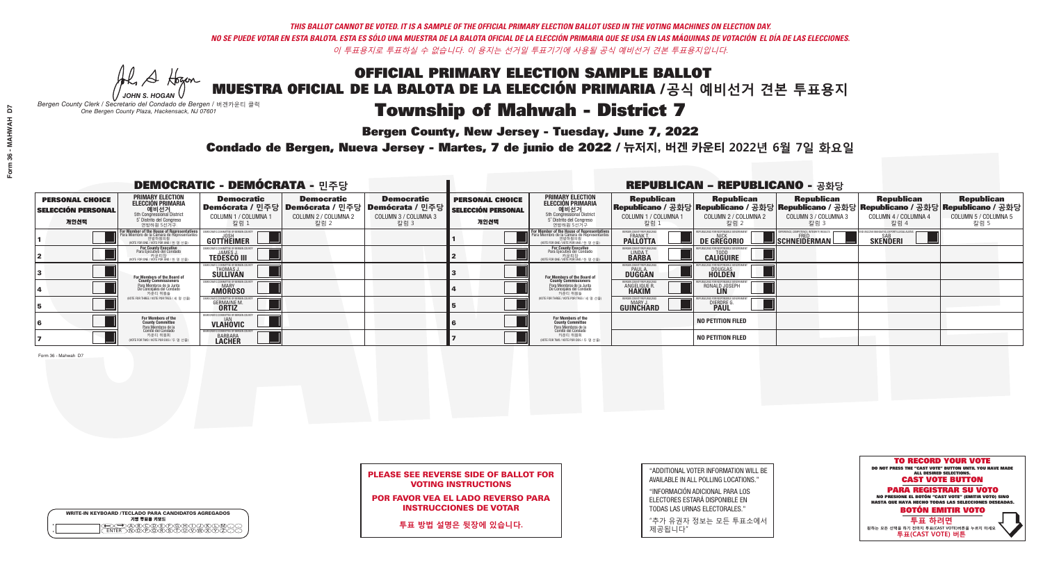*THIS BALLOT CANNOT BE VOTED. IT IS A SAMPLE OF THE OFFICIAL PRIMARY ELECTION BALLOT USED IN THE VOTING MACHINES ON ELECTION DAY.*
*NO SE PUEDE VOTAR EN ESTA BALOTA. ESTA ES SÓLO UNA MUESTRA DE LA BALOTA OFICIAL DE LA ELECCIÓN PRIMARIA QUE SE USA EN LAS MÁQUINAS DE VOTACIÓN EL DÍA DE LAS ELECCIONES.*
*이 투표용지로 투표하실 수 없습니다. 이 용지는 선거일 투표기기에 사용될 공식 예비선거 견본 투표용지입니다.*

JOHN S. HOGAN
*Bergen County Clerk / Secretario del Condado de Bergen / 버겐카운티 클럭*
*One Bergen County Plaza, Hackensack, NJ 07601*

# OFFICIAL PRIMARY ELECTION SAMPLE BALLOT
# MUESTRA OFICIAL DE LA BALOTA DE LA ELECCIÓN PRIMARIA /공식 예비선거 견본 투표용지

## Township of Mahwah - District 7

**Bergen County, New Jersey - Tuesday, June 7, 2022**

**Condado de Bergen, Nueva Jersey - Martes, 7 de junio de 2022 / 뉴저지, 버겐 카운티 2022년 6월 7일 화요일**

### DEMOCRATIC - DEMÓCRATA - 민주당

| PERSONAL CHOICE / SELECCIÓN PERSONAL / 개인선택 | PRIMARY ELECTION / ELECCIÓN PRIMARIA / 예비선거 | Democratic / Demócrata / 민주당 COLUMN 1 / COLUMNA 1 / 칼럼 1 | Democratic / Demócrata / 민주당 COLUMN 2 / COLUMNA 2 / 칼럼 2 | Democratic / Demócrata / 민주당 COLUMN 3 / COLUMNA 3 / 칼럼 3 |
|---|---|---|---|---|
| 1 | For Member of the House of Representatives / Para Miembro de la Cámara de Representantes / 연방하원의원 (5th Congressional District / 5° Distrito del Congreso / 연방하원 5선거구) (VOTE FOR ONE / VOTE POR UNO / 한 명 선출) | JOSH GOTTHEIMER | | |
| 2 | For County Executive / Para Ejecutivo del Condado / 카운티장 (VOTE FOR ONE / VOTE POR UNO / 한 명 선출) | JAMES J. TEDESCO III | | |
| 3 | For Members of the Board of County Commissioners / Para Miembros de la Junta De Concejales del Condado / 카운티 위원들 (VOTE FOR THREE / VOTE POR TRES / 세 명 선출) | THOMAS J. SULLIVAN | | |
| 4 | | MARY AMOROSO | | |
| 5 | | GERMAINE M. ORTIZ | | |
| 6 | For Members of the County Committee / Para Miembros de la Comité del Condado / 카운티 위원회 (VOTE FOR TWO / VOTE POR DOS / 두 명 선출) | IAN VLAHOVIC | | |
| 7 | | BARBARA LACHER | | |

### REPUBLICAN - REPUBLICANO - 공화당

| PERSONAL CHOICE / SELECCIÓN PERSONAL / 개인선택 | PRIMARY ELECTION / ELECCIÓN PRIMARIA / 예비선거 | Republican / Republicano / 공화당 COLUMN 1 / COLUMNA 1 / 칼럼 1 | Republican / Republicano / 공화당 COLUMN 2 / COLUMNA 2 / 칼럼 2 | Republican / Republicano / 공화당 COLUMN 3 / COLUMNA 3 / 칼럼 3 | Republican / Republicano / 공화당 COLUMN 4 / COLUMNA 4 / 칼럼 4 | Republican / Republicano / 공화당 COLUMN 5 / COLUMNA 5 / 칼럼 5 |
|---|---|---|---|---|---|---|
| 1 | For Member of the House of Representatives / Para Miembro de la Cámara de Representantes / 연방하원의원 (5th Congressional District / 5° Distrito del Congreso / 연방하원 5선거구) (VOTE FOR ONE / VOTE POR UNO / 한 명 선출) | FRANK T. PALLOTTA | NICK DE GREGORIO | FRED SCHNEIDERMAN | SAB SKENDERI | |
| 2 | For County Executive / Para Ejecutivo del Condado / 카운티장 (VOTE FOR ONE / VOTE POR UNO / 한 명 선출) | LINDA T. BARBA | TODD CALIGUIRE | | | |
| 3 | For Members of the Board of County Commissioners / Para Miembros de la Junta De Concejales del Condado / 카운티 위원들 (VOTE FOR THREE / VOTE POR TRES / 세 명 선출) | PAUL A. DUGGAN | DOUGLAS HOLDEN | | | |
| 4 | | ANGELIQUE R. HAKIM | RONALD JOSEPH LIN | | | |
| 5 | | MARY J. GUINCHARD | DIERDRE G. PAUL | | | |
| 6 | For Members of the County Committee / Para Miembros de la Comité del Condado / 카운티 위원회 (VOTE FOR TWO / VOTE POR DOS / 두 명 선출) | | NO PETITION FILED | | | |
| 7 | | | NO PETITION FILED | | | |

Form 36 - Mahwah D7

**PLEASE SEE REVERSE SIDE OF BALLOT FOR VOTING INSTRUCTIONS**

**POR FAVOR VEA EL LADO REVERSO PARA INSTRUCCIONES DE VOTAR**

**투표 방법 설명은 뒷장에 있습니다.**

"ADDITIONAL VOTER INFORMATION WILL BE AVAILABLE IN ALL POLLING LOCATIONS."

"INFORMACIÓN ADICIONAL PARA LOS ELECTORES ESTARÁ DISPONIBLE EN TODAS LAS URNAS ELECTORALES."

"추가 유권자 정보는 모든 투표소에서 제공됩니다"

WRITE-IN KEYBOARD /TECLADO PARA CANDIDATOS AGREGADOS
기명 투표용 키보드

**TO RECORD YOUR VOTE**
DO NOT PRESS THE "CAST VOTE" BUTTON UNTIL YOU HAVE MADE ALL DESIRED SELECTIONS.
**CAST VOTE BUTTON**

**PARA REGISTRAR SU VOTO**
NO PRESIONE EL BOTÓN "CAST VOTE" (EMITIR VOTO) SINO HASTA QUE HAYA HECHO TODAS LAS SELECCIONES DESEADAS.
**BOTÓN EMITIR VOTO**

**투표 하려면**
원하는 모든 선택을 하기 전까지 투표(CAST VOTE)버튼을 누르지 마세요.
**투표(CAST VOTE) 버튼**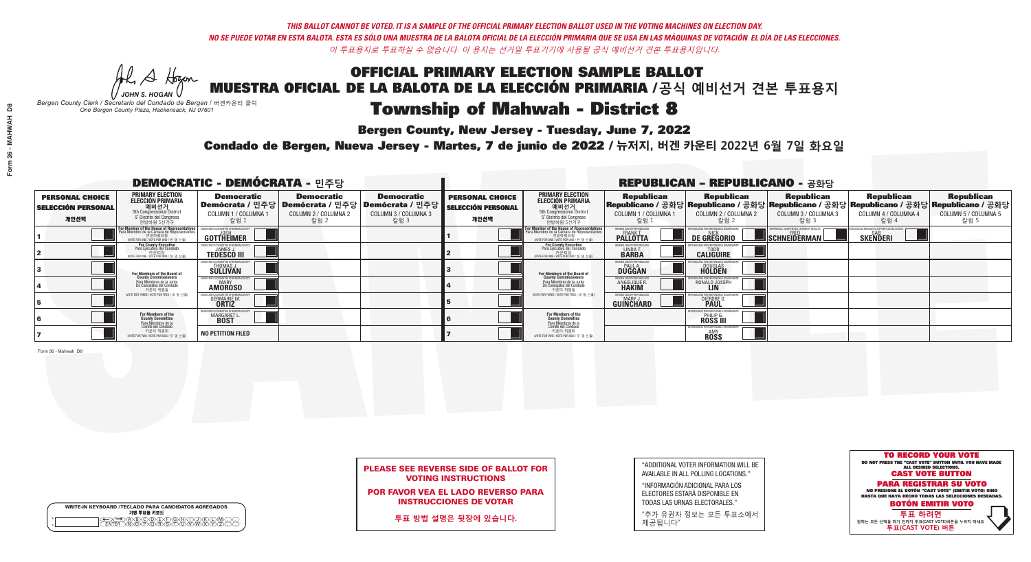*THIS BALLOT CANNOT BE VOTED. IT IS A SAMPLE OF THE OFFICIAL PRIMARY ELECTION BALLOT USED IN THE VOTING MACHINES ON ELECTION DAY.*
*NO SE PUEDE VOTAR EN ESTA BALOTA. ESTA ES SÓLO UNA MUESTRA DE LA BALOTA OFICIAL DE LA ELECCIÓN PRIMARIA QUE SE USA EN LAS MÁQUINAS DE VOTACIÓN EL DÍA DE LAS ELECCIONES.*
*이 투표용지로 투표하실 수 없습니다. 이 용지는 선거일 투표기기에 사용될 공식 예비선거 견본 투표용지입니다.*

JOHN S. HOGAN
*Bergen County Clerk / Secretario del Condado de Bergen / 버겐카운티 클럭*
*One Bergen County Plaza, Hackensack, NJ 07601*

# OFFICIAL PRIMARY ELECTION SAMPLE BALLOT
# MUESTRA OFICIAL DE LA BALOTA DE LA ELECCIÓN PRIMARIA / 공식 예비선거 견본 투표용지

## Township of Mahwah - District 8

**Bergen County, New Jersey - Tuesday, June 7, 2022**

**Condado de Bergen, Nueva Jersey - Martes, 7 de junio de 2022 / 뉴저지, 버겐 카운티 2022년 6월 7일 화요일**

### DEMOCRATIC - DEMÓCRATA - 민주당

| PERSONAL CHOICE / SELECCIÓN PERSONAL / 개인선택 | PRIMARY ELECTION / ELECCIÓN PRIMARIA / 예비선거 | Democratic / Demócrata / 민주당 COLUMN 1 / COLUMNA 1 / 칼럼 1 | Democratic / Demócrata / 민주당 COLUMN 2 / COLUMNA 2 / 칼럼 2 | Democratic / Demócrata / 민주당 COLUMN 3 / COLUMNA 3 / 칼럼 3 |
|---|---|---|---|---|
| 1 | For Member of the House of Representatives / Para Miembro de la Cámara de Representantes / 연방하원의원 (5th Congressional District) (VOTE FOR ONE / VOTE POR UNO / 한 명 선출) | JOSH GOTTHEIMER | | |
| 2 | For County Executive / Para Ejecutivo del Condado / 카운티장 (VOTE FOR ONE / VOTE POR UNO / 한 명 선출) | JAMES J. TEDESCO III | | |
| 3 | For Members of the Board of County Commissioners / Para Miembros de la Junta De Concejales del Condado / 카운티 위원들 (VOTE FOR THREE / VOTE POR TRES / 세 명 선출) | THOMAS J. SULLIVAN | | |
| 4 | | MARY AMOROSO | | |
| 5 | | GERMAINE M. ORTIZ | | |
| 6 | For Members of the County Committee / Para Miembros de la Comité del Condado / 카운티 위원회 (VOTE FOR TWO / VOTE POR DOS / 두 명 선출) | MARGARET L. BOST | | |
| 7 | | NO PETITION FILED | | |

### REPUBLICAN - REPUBLICANO - 공화당

| PERSONAL CHOICE / SELECCIÓN PERSONAL / 개인선택 | PRIMARY ELECTION / ELECCIÓN PRIMARIA / 예비선거 | Republican / Republicano / 공화당 COLUMN 1 / COLUMNA 1 / 칼럼 1 | Republican / Republicano / 공화당 COLUMN 2 / COLUMNA 2 / 칼럼 2 | Republican / Republicano / 공화당 COLUMN 3 / COLUMNA 3 / 칼럼 3 | Republican / Republicano / 공화당 COLUMN 4 / COLUMNA 4 / 칼럼 4 | Republican / Republicano / 공화당 COLUMN 5 / COLUMNA 5 / 칼럼 5 |
|---|---|---|---|---|---|---|
| 1 | For Member of the House of Representatives / Para Miembro de la Cámara de Representantes / 연방하원의원 (5th Congressional District) (VOTE FOR ONE / VOTE POR UNO / 한 명 선출) | FRANK T. PALLOTTA | NICK DE GREGORIO | FRED SCHNEIDERMAN | SAB SKENDERI | |
| 2 | For County Executive / Para Ejecutivo del Condado / 카운티장 (VOTE FOR ONE / VOTE POR UNO / 한 명 선출) | LINDA T. BARBA | TODD CALIGUIRE | | | |
| 3 | For Members of the Board of County Commissioners / Para Miembros de la Junta De Concejales del Condado / 카운티 위원들 (VOTE FOR THREE / VOTE POR TRES / 세 명 선출) | PAUL A. DUGGAN | DOUGLAS HOLDEN | | | |
| 4 | | ANGELIQUE R. HAKIM | RONALD JOSEPH LIN | | | |
| 5 | | MARY J. GUINCHARD | DIERDRE G. PAUL | | | |
| 6 | For Members of the County Committee / Para Miembros de la Comité del Condado / 카운티 위원회 (VOTE FOR TWO / VOTE POR DOS / 두 명 선출) | | PHILIP G. ROSS III | | | |
| 7 | | | AMY ROSS | | | |

Form 36 - Mahwah D8

**PLEASE SEE REVERSE SIDE OF BALLOT FOR VOTING INSTRUCTIONS**

**POR FAVOR VEA EL LADO REVERSO PARA INSTRUCCIONES DE VOTAR**

**투표 방법 설명은 뒷장에 있습니다.**

"ADDITIONAL VOTER INFORMATION WILL BE AVAILABLE IN ALL POLLING LOCATIONS."

"INFORMACIÓN ADICIONAL PARA LOS ELECTORES ESTARÁ DISPONIBLE EN TODAS LAS URNAS ELECTORALES."

"추가 유권자 정보는 모든 투표소에서 제공됩니다"

WRITE-IN KEYBOARD /TECLADO PARA CANDIDATOS AGREGADOS
기명 투표용 키보드

**TO RECORD YOUR VOTE**
DO NOT PRESS THE "CAST VOTE" BUTTON UNTIL YOU HAVE MADE ALL DESIRED SELECTIONS.
**CAST VOTE BUTTON**

**PARA REGISTRAR SU VOTO**
NO PRESIONE EL BOTÓN "CAST VOTE" (EMITIR VOTO) SINO HASTA QUE HAYA HECHO TODAS LAS SELECCIONES DESEADAS.
**BOTÓN EMITIR VOTO**

**투표 하려면**
원하는 모든 선택을 하기 전까지 투표(CAST VOTE)버튼을 누르지 마세요
**투표(CAST VOTE) 버튼**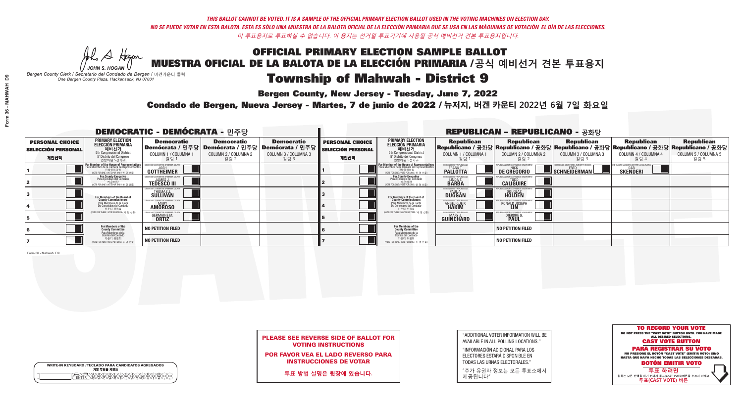*THIS BALLOT CANNOT BE VOTED. IT IS A SAMPLE OF THE OFFICIAL PRIMARY ELECTION BALLOT USED IN THE VOTING MACHINES ON ELECTION DAY.*
*NO SE PUEDE VOTAR EN ESTA BALOTA. ESTA ES SÓLO UNA MUESTRA DE LA BALOTA OFICIAL DE LA ELECCIÓN PRIMARIA QUE SE USA EN LAS MÁQUINAS DE VOTACIÓN EL DÍA DE LAS ELECCIONES.*
*이 투표용지로 투표하실 수 없습니다. 이 용지는 선거일 투표기기에 사용될 공식 예비선거 견본 투표용지입니다.*

JOHN S. HOGAN
*Bergen County Clerk / Secretario del Condado de Bergen /* 버겐카운티 클럭
*One Bergen County Plaza, Hackensack, NJ 07601*

# OFFICIAL PRIMARY ELECTION SAMPLE BALLOT
# MUESTRA OFICIAL DE LA BALOTA DE LA ELECCIÓN PRIMARIA /공식 예비선거 견본 투표용지
# Township of Mahwah - District 9

**Bergen County, New Jersey - Tuesday, June 7, 2022**
**Condado de Bergen, Nueva Jersey - Martes, 7 de junio de 2022 / 뉴저지, 버겐 카운티 2022년 6월 7일 화요일**

## DEMOCRATIC - DEMÓCRATA - 민주당

| PERSONAL CHOICE / SELECCIÓN PERSONAL / 개인선택 | PRIMARY ELECTION / ELECCIÓN PRIMARIA / 예비선거 | Democratic / Demócrata / 민주당 COLUMN 1 / COLUMNA 1 / 칼럼 1 | Democratic / Demócrata / 민주당 COLUMN 2 / COLUMNA 2 / 칼럼 2 | Democratic / Demócrata / 민주당 COLUMN 3 / COLUMNA 3 / 칼럼 3 |
|---|---|---|---|---|
| 1 | For Member of the House of Representatives / Para Miembro de la Cámara de Representantes / 연방하원의원 (VOTE FOR ONE / VOTE POR UNO / 한 명 선출) | JOSH GOTTHEIMER | | |
| 2 | For County Executive / Para Ejecutivo del Condado / 카운티장 (VOTE FOR ONE / VOTE POR UNO / 한 명 선출) | JAMES J. TEDESCO III | | |
| 3 | For Members of the Board of County Commissioners / Para Miembros de la Junta De Concejales del Condado / 카운티 위원들 (VOTE FOR THREE / VOTE POR TRES / 세 명 선출) | THOMAS J. SULLIVAN | | |
| 4 | | MARY AMOROSO | | |
| 5 | | GERMAINE M. ORTIZ | | |
| 6 | For Members of the County Committee / Para Miembros de la Comité del Condado / 카운티 위원회 (VOTE FOR TWO / VOTE POR DOS / 두 명 선출) | NO PETITION FILED | | |
| 7 | | NO PETITION FILED | | |

## REPUBLICAN - REPUBLICANO - 공화당

| PERSONAL CHOICE / SELECCIÓN PERSONAL / 개인선택 | PRIMARY ELECTION / ELECCIÓN PRIMARIA / 예비선거 | Republican / Republicano / 공화당 COLUMN 1 / COLUMNA 1 / 칼럼 1 | Republican / Republicano / 공화당 COLUMN 2 / COLUMNA 2 / 칼럼 2 | Republican / Republicano / 공화당 COLUMN 3 / COLUMNA 3 / 칼럼 3 | Republican / Republicano / 공화당 COLUMN 4 / COLUMNA 4 / 칼럼 4 | Republican / Republicano / 공화당 COLUMN 5 / COLUMNA 5 / 칼럼 5 |
|---|---|---|---|---|---|---|
| 1 | For Member of the House of Representatives / Para Miembro de la Cámara de Representantes / 연방하원의원 (VOTE FOR ONE / VOTE POR UNO / 한 명 선출) | FRANK T. PALLOTTA | NICK DE GREGORIO | FRED SCHNEIDERMAN | SAB SKENDERI | |
| 2 | For County Executive / Para Ejecutivo del Condado / 카운티장 (VOTE FOR ONE / VOTE POR UNO / 한 명 선출) | LINDA T. BARBA | TODD CALIGUIRE | | | |
| 3 | For Members of the Board of County Commissioners / Para Miembros de la Junta De Concejales del Condado / 카운티 위원들 (VOTE FOR THREE / VOTE POR TRES / 세 명 선출) | PAUL A. DUGGAN | DOUGLAS HOLDEN | | | |
| 4 | | ANGELIQUE R. HAKIM | RONALD JOSEPH LIN | | | |
| 5 | | MARY J. GUINCHARD | DIERDRE G. PAUL | | | |
| 6 | For Members of the County Committee / Para Miembros de la Comité del Condado / 카운티 위원회 (VOTE FOR TWO / VOTE POR DOS / 두 명 선출) | | NO PETITION FILED | | | |
| 7 | | | NO PETITION FILED | | | |

Form 36 - Mahwah D9

**PLEASE SEE REVERSE SIDE OF BALLOT FOR VOTING INSTRUCTIONS**
**POR FAVOR VEA EL LADO REVERSO PARA INSTRUCCIONES DE VOTAR**
**투표 방법 설명은 뒷장에 있습니다.**

"ADDITIONAL VOTER INFORMATION WILL BE AVAILABLE IN ALL POLLING LOCATIONS."
"INFORMACIÓN ADICIONAL PARA LOS ELECTORES ESTARÁ DISPONIBLE EN TODAS LAS URNAS ELECTORALES."
"추가 유권자 정보는 모든 투표소에서 제공됩니다"

**TO RECORD YOUR VOTE**
DO NOT PRESS THE "CAST VOTE" BUTTON UNTIL YOU HAVE MADE ALL DESIRED SELECTIONS.
**CAST VOTE BUTTON**
**PARA REGISTRAR SU VOTO**
NO PRESIONE EL BOTÓN "CAST VOTE" (EMITIR VOTO) SINO HASTA QUE HAYA HECHO TODAS LAS SELECCIONES DESEADAS.
**BOTÓN EMITIR VOTO**
**투표 하려면**
원하는 모든 선택을 하기 전까지 투표(CAST VOTE)버튼을 누르지 마세요
**투표(CAST VOTE) 버튼**

WRITE-IN KEYBOARD /TECLADO PARA CANDIDATOS AGREGADOS
기명 투표용 키보드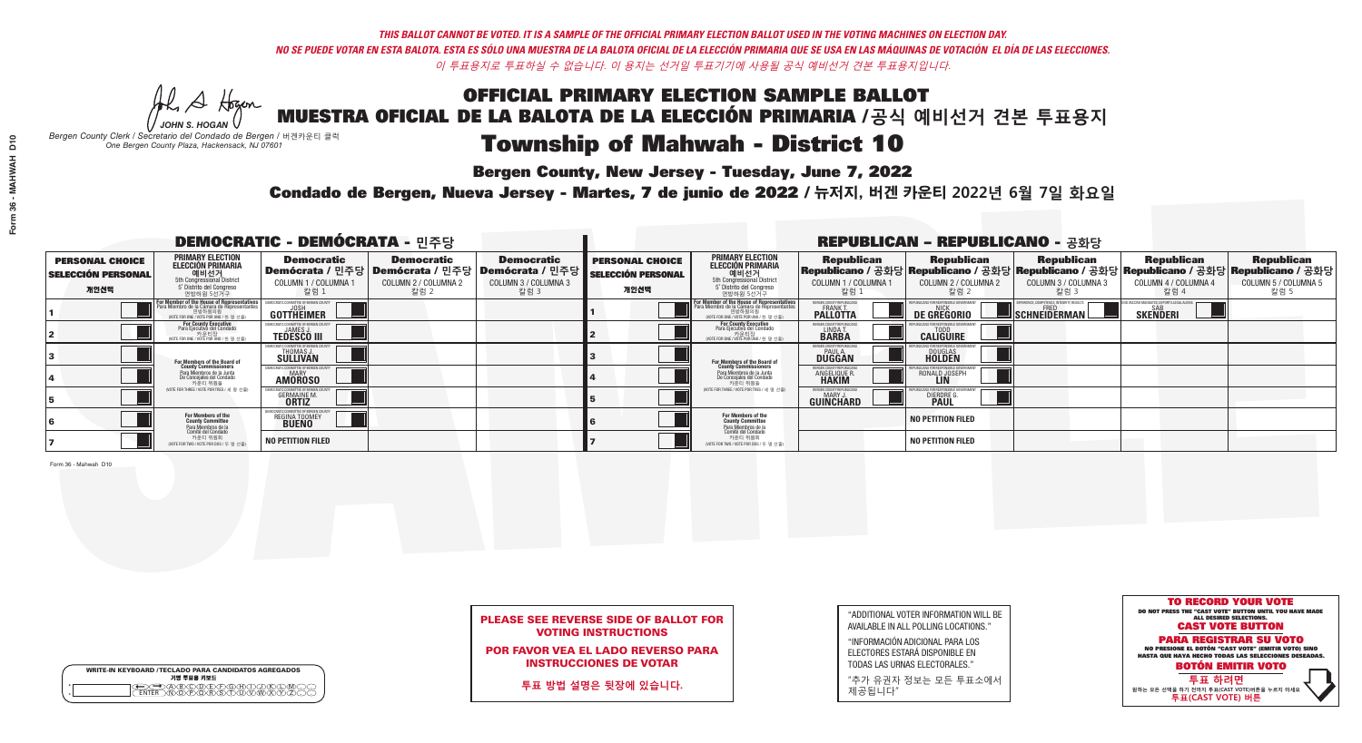*THIS BALLOT CANNOT BE VOTED. IT IS A SAMPLE OF THE OFFICIAL PRIMARY ELECTION BALLOT USED IN THE VOTING MACHINES ON ELECTION DAY.*
*NO SE PUEDE VOTAR EN ESTA BALOTA. ESTA ES SÓLO UNA MUESTRA DE LA BALOTA OFICIAL DE LA ELECCIÓN PRIMARIA QUE SE USA EN LAS MÁQUINAS DE VOTACIÓN EL DÍA DE LAS ELECCIONES.*
*이 투표용지로 투표하실 수 없습니다. 이 용지는 선거일 투표기기에 사용될 공식 예비선거 견본 투표용지입니다.*

JOHN S. HOGAN
*Bergen County Clerk / Secretario del Condado de Bergen / 버겐카운티 클럭*
*One Bergen County Plaza, Hackensack, NJ 07601*

# OFFICIAL PRIMARY ELECTION SAMPLE BALLOT
# MUESTRA OFICIAL DE LA BALOTA DE LA ELECCIÓN PRIMARIA / 공식 예비선거 견본 투표용지

# Township of Mahwah - District 10

**Bergen County, New Jersey - Tuesday, June 7, 2022**

**Condado de Bergen, Nueva Jersey - Martes, 7 de junio de 2022 / 뉴저지, 버겐 카운티 2022년 6월 7일 화요일**

## DEMOCRATIC - DEMÓCRATA - 민주당

| PERSONAL CHOICE / SELECCIÓN PERSONAL / 개인선택 | PRIMARY ELECTION / ELECCIÓN PRIMARIA / 예비선거 | Democratic / Demócrata / 민주당 COLUMN 1 / COLUMNA 1 / 칼럼 1 | Democratic / Demócrata / 민주당 COLUMN 2 / COLUMNA 2 / 칼럼 2 | Democratic / Demócrata / 민주당 COLUMN 3 / COLUMNA 3 / 칼럼 3 |
|---|---|---|---|---|
| 1 | For Member of the House of Representatives / Para Miembro de la Cámara de Representantes / 연방하원의원 (VOTE FOR ONE / VOTE POR UNO / 한 명 선출) | JOSH GOTTHEIMER | | |
| 2 | For County Executive / Para Ejecutivo del Condado / 카운티장 (VOTE FOR ONE / VOTE POR UNO / 한 명 선출) | JAMES J. TEDESCO III | | |
| 3 | For Members of the Board of County Commissioners / Para Miembros de la Junta De Concejales del Condado / 카운티 위원들 (VOTE FOR THREE / VOTE POR TRES / 세 명 선출) | THOMAS J. SULLIVAN | | |
| 4 | | MARY AMOROSO | | |
| 5 | | GERMAINE M. ORTIZ | | |
| 6 | For Members of the County Committee / Para Miembros de la Comité del Condado / 카운티 위원회 (VOTE FOR TWO / VOTE POR DOS / 두 명 선출) | REGINA TOOMEY BUENO | | |
| 7 | | NO PETITION FILED | | |

## REPUBLICAN - REPUBLICANO - 공화당

| PERSONAL CHOICE / SELECCIÓN PERSONAL / 개인선택 | PRIMARY ELECTION / ELECCIÓN PRIMARIA / 예비선거 | Republican / Republicano / 공화당 COLUMN 1 / COLUMNA 1 / 칼럼 1 | Republican / Republicano / 공화당 COLUMN 2 / COLUMNA 2 / 칼럼 2 | Republican / Republicano / 공화당 COLUMN 3 / COLUMNA 3 / 칼럼 3 | Republican / Republicano / 공화당 COLUMN 4 / COLUMNA 4 / 칼럼 4 | Republican / Republicano / 공화당 COLUMN 5 / COLUMNA 5 / 칼럼 5 |
|---|---|---|---|---|---|---|
| 1 | For Member of the House of Representatives / Para Miembro de la Cámara de Representantes / 연방하원의원 (VOTE FOR ONE / VOTE POR UNO / 한 명 선출) | FRANK T. PALLOTTA | NICK DE GREGORIO | FRED SCHNEIDERMAN | SAB SKENDERI | |
| 2 | For County Executive / Para Ejecutivo del Condado / 카운티장 (VOTE FOR ONE / VOTE POR UNO / 한 명 선출) | LINDA T. BARBA | TODD CALIGUIRE | | | |
| 3 | For Members of the Board of County Commissioners / Para Miembros de la Junta De Concejales del Condado / 카운티 위원들 (VOTE FOR THREE / VOTE POR TRES / 세 명 선출) | PAUL A. DUGGAN | DOUGLAS HOLDEN | | | |
| 4 | | ANGELIQUE R. HAKIM | RONALD JOSEPH LIN | | | |
| 5 | | MARY J. GUINCHARD | DIERDRE G. PAUL | | | |
| 6 | For Members of the County Committee / Para Miembros de la Comité del Condado / 카운티 위원회 (VOTE FOR TWO / VOTE POR DOS / 두 명 선출) | | NO PETITION FILED | | | |
| 7 | | | NO PETITION FILED | | | |

Form 36 - Mahwah D10

**PLEASE SEE REVERSE SIDE OF BALLOT FOR VOTING INSTRUCTIONS**

**POR FAVOR VEA EL LADO REVERSO PARA INSTRUCCIONES DE VOTAR**

**투표 방법 설명은 뒷장에 있습니다.**

"ADDITIONAL VOTER INFORMATION WILL BE AVAILABLE IN ALL POLLING LOCATIONS."

"INFORMACIÓN ADICIONAL PARA LOS ELECTORES ESTARÁ DISPONIBLE EN TODAS LAS URNAS ELECTORALES."

"추가 유권자 정보는 모든 투표소에서 제공됩니다"

**TO RECORD YOUR VOTE**
DO NOT PRESS THE "CAST VOTE" BUTTON UNTIL YOU HAVE MADE ALL DESIRED SELECTIONS.
**CAST VOTE BUTTON**

**PARA REGISTRAR SU VOTO**
NO PRESIONE EL BOTÓN "CAST VOTE" (EMITIR VOTO) SINO HASTA QUE HAYA HECHO TODAS LAS SELECCIONES DESEADAS.
**BOTÓN EMITIR VOTO**

**투표 하려면**
원하는 모든 선택을 하기 전까지 투표(CAST VOTE)버튼을 누르지 마세요
**투표(CAST VOTE) 버튼**

WRITE-IN KEYBOARD / TECLADO PARA CANDIDATOS AGREGADOS / 기명 투표용 키보드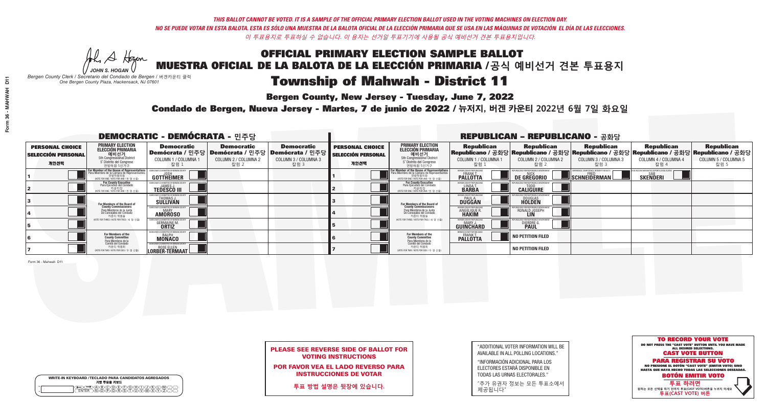*THIS BALLOT CANNOT BE VOTED. IT IS A SAMPLE OF THE OFFICIAL PRIMARY ELECTION BALLOT USED IN THE VOTING MACHINES ON ELECTION DAY.*
*NO SE PUEDE VOTAR EN ESTA BALOTA. ESTA ES SÓLO UNA MUESTRA DE LA BALOTA OFICIAL DE LA ELECCIÓN PRIMARIA QUE SE USA EN LAS MÁQUINAS DE VOTACIÓN EL DÍA DE LAS ELECCIONES.*
*이 투표용지로 투표하실 수 없습니다. 이 용지는 선거일 투표기기에 사용될 공식 예비선거 견본 투표용지입니다.*

JOHN S. HOGAN
*Bergen County Clerk / Secretario del Condado de Bergen / 버겐카운티 클럭*
*One Bergen County Plaza, Hackensack, NJ 07601*

# OFFICIAL PRIMARY ELECTION SAMPLE BALLOT
# MUESTRA OFICIAL DE LA BALOTA DE LA ELECCIÓN PRIMARIA /공식 예비선거 견본 투표용지
# Township of Mahwah - District 11

**Bergen County, New Jersey - Tuesday, June 7, 2022**

**Condado de Bergen, Nueva Jersey - Martes, 7 de junio de 2022 / 뉴저지, 버겐 카운티 2022년 6월 7일 화요일**

## DEMOCRATIC - DEMÓCRATA - 민주당

| PERSONAL CHOICE / SELECCIÓN PERSONAL / 개인선택 | PRIMARY ELECTION / ELECCIÓN PRIMARIA / 예비선거 | Democratic / Demócrata / 민주당 COLUMN 1 / COLUMNA 1 / 칼럼 1 | Democratic / Demócrata / 민주당 COLUMN 2 / COLUMNA 2 / 칼럼 2 | Democratic / Demócrata / 민주당 COLUMN 3 / COLUMNA 3 / 칼럼 3 |
|---|---|---|---|---|
| 1 | For Member of the House of Representatives / Para Miembro de la Cámara de Representantes / 연방하원의원 (5th Congressional District / 5° Distrito del Congreso / 연방하원 5선거구) (VOTE FOR ONE / VOTE POR UNO / 한 명 선출) | JOSH GOTTHEIMER | | |
| 2 | For County Executive / Para Ejecutivo del Condado / 카운티장 (VOTE FOR ONE / VOTE POR UNO / 한 명 선출) | JAMES J. TEDESCO III | | |
| 3 | For Members of the Board of County Commissioners / Para Miembros de la Junta De Concejales del Condado / 카운티 위원들 (VOTE FOR THREE / VOTE POR TRES / 세 명 선출) | THOMAS J. SULLIVAN | | |
| 4 | | MARY AMOROSO | | |
| 5 | | GERMAINE M. ORTIZ | | |
| 6 | For Members of the County Committee / Para Miembros de la Comité del Condado / 카운티 위원회 (VOTE FOR TWO / VOTE POR DOS / 두 명 선출) | RALPH MONACO | | |
| 7 | | ROSE ELLEN LORBER-TERMAAT | | |

## REPUBLICAN - REPUBLICANO - 공화당

| PERSONAL CHOICE / SELECCIÓN PERSONAL / 개인선택 | PRIMARY ELECTION / ELECCIÓN PRIMARIA / 예비선거 | Republican / Republicano / 공화당 COLUMN 1 / COLUMNA 1 / 칼럼 1 | Republican / Republicano / 공화당 COLUMN 2 / COLUMNA 2 / 칼럼 2 | Republican / Republicano / 공화당 COLUMN 3 / COLUMNA 3 / 칼럼 3 | Republican / Republicano / 공화당 COLUMN 4 / COLUMNA 4 / 칼럼 4 | Republican / Republicano / 공화당 COLUMN 5 / COLUMNA 5 / 칼럼 5 |
|---|---|---|---|---|---|---|
| 1 | For Member of the House of Representatives / Para Miembro de la Cámara de Representantes / 연방하원의원 (5th Congressional District / 5° Distrito del Congreso / 연방하원 5선거구) (VOTE FOR ONE / VOTE POR UNO / 한 명 선출) | FRANK T. PALLOTTA | NICK DE GREGORIO | FRED SCHNEIDERMAN | SAB SKENDERI | |
| 2 | For County Executive / Para Ejecutivo del Condado / 카운티장 (VOTE FOR ONE / VOTE POR UNO / 한 명 선출) | LINDA T. BARBA | TODD CALIGUIRE | | | |
| 3 | For Members of the Board of County Commissioners / Para Miembros de la Junta De Concejales del Condado / 카운티 위원들 (VOTE FOR THREE / VOTE POR TRES / 세 명 선출) | PAUL A. DUGGAN | DOUGLAS HOLDEN | | | |
| 4 | | ANGELIQUE R. HAKIM | RONALD JOSEPH LIN | | | |
| 5 | | MARY J. GUINCHARD | DIERDRE G. PAUL | | | |
| 6 | For Members of the County Committee / Para Miembros de la Comité del Condado / 카운티 위원회 (VOTE FOR TWO / VOTE POR DOS / 두 명 선출) | FRANK T. PALLOTTA | NO PETITION FILED | | | |
| 7 | | | NO PETITION FILED | | | |

Form 36 - Mahwah D11

WRITE-IN KEYBOARD /TECLADO PARA CANDIDATOS AGREGADOS
기명 투표용 키보드

**PLEASE SEE REVERSE SIDE OF BALLOT FOR VOTING INSTRUCTIONS**

**POR FAVOR VEA EL LADO REVERSO PARA INSTRUCCIONES DE VOTAR**

**투표 방법 설명은 뒷장에 있습니다.**

"ADDITIONAL VOTER INFORMATION WILL BE AVAILABLE IN ALL POLLING LOCATIONS."

"INFORMACIÓN ADICIONAL PARA LOS ELECTORES ESTARÁ DISPONIBLE EN TODAS LAS URNAS ELECTORALES."

"추가 유권자 정보는 모든 투표소에서 제공됩니다"

**TO RECORD YOUR VOTE**
DO NOT PRESS THE "CAST VOTE" BUTTON UNTIL YOU HAVE MADE ALL DESIRED SELECTIONS.
**CAST VOTE BUTTON**

**PARA REGISTRAR SU VOTO**
NO PRESIONE EL BOTÓN "CAST VOTE" (EMITIR VOTO) SINO HASTA QUE HAYA HECHO TODAS LAS SELECCIONES DESEADAS.
**BOTÓN EMITIR VOTO**

**투표 하려면**
원하는 모든 선택을 하기 전까지 투표(CAST VOTE)버튼을 누르지 마세요
**투표(CAST VOTE) 버튼**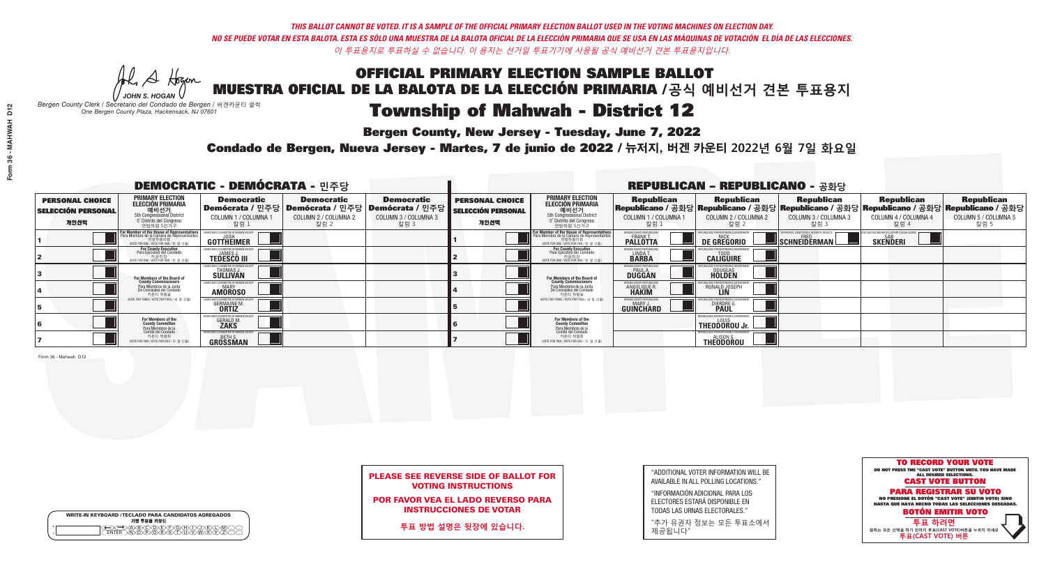*THIS BALLOT CANNOT BE VOTED. IT IS A SAMPLE OF THE OFFICIAL PRIMARY ELECTION BALLOT USED IN THE VOTING MACHINES ON ELECTION DAY.*
*NO SE PUEDE VOTAR EN ESTA BALOTA. ESTA ES SÓLO UNA MUESTRA DE LA BALOTA OFICIAL DE LA ELECCIÓN PRIMARIA QUE SE USA EN LAS MÁQUINAS DE VOTACIÓN EL DÍA DE LAS ELECCIONES.*
*이 투표용지로 투표하실 수 없습니다. 이 용지는 선거일 투표기기에 사용될 공식 예비선거 견본 투표용지입니다.*

JOHN S. HOGAN
*Bergen County Clerk / Secretario del Condado de Bergen / 버겐카운티 클럭*
*One Bergen County Plaza, Hackensack, NJ 07601*

# OFFICIAL PRIMARY ELECTION SAMPLE BALLOT
# MUESTRA OFICIAL DE LA BALOTA DE LA ELECCIÓN PRIMARIA /공식 예비선거 견본 투표용지
# Township of Mahwah - District 12

**Bergen County, New Jersey - Tuesday, June 7, 2022**

**Condado de Bergen, Nueva Jersey - Martes, 7 de junio de 2022 / 뉴저지, 버겐 카운티 2022년 6월 7일 화요일**

## DEMOCRATIC - DEMÓCRATA - 민주당

| PERSONAL CHOICE / SELECCIÓN PERSONAL / 개인선택 | PRIMARY ELECTION / ELECCIÓN PRIMARIA / 예비선거 | Democratic / Demócrata / 민주당 COLUMN 1 / COLUMNA 1 / 칼럼 1 | Democratic / Demócrata / 민주당 COLUMN 2 / COLUMNA 2 / 칼럼 2 | Democratic / Demócrata / 민주당 COLUMN 3 / COLUMNA 3 / 칼럼 3 |
|---|---|---|---|---|
| 1 | For Member of the House of Representatives / Para Miembro de la Cámara de Representantes / 연방하원의원 (5th Congressional District) (VOTE FOR ONE / VOTE POR UNO / 한 명 선출) | JOSH GOTTHEIMER | | |
| 2 | For County Executive / Para Ejecutivo del Condado / 카운티장 (VOTE FOR ONE / VOTE POR UNO / 한 명 선출) | JAMES J. TEDESCO III | | |
| 3 | For Members of the Board of County Commissioners / Para Miembros de la Junta De Concejales del Condado / 카운티 위원들 (VOTE FOR THREE / VOTE POR TRES / 세 명 선출) | THOMAS J. SULLIVAN | | |
| 4 | | MARY AMOROSO | | |
| 5 | | GERMAINE M. ORTIZ | | |
| 6 | For Members of the County Committee / Para Miembros de la Comité del Condado / 카운티 위원회 (VOTE FOR TWO / VOTE POR DOS / 두 명 선출) | GERALD M. ZAKS | | |
| 7 | | BETH S. GROSSMAN | | |

## REPUBLICAN - REPUBLICANO - 공화당

| PERSONAL CHOICE / SELECCIÓN PERSONAL / 개인선택 | PRIMARY ELECTION / ELECCIÓN PRIMARIA / 예비선거 | Republican / Republicano / 공화당 COLUMN 1 / COLUMNA 1 / 칼럼 1 | Republican / Republicano / 공화당 COLUMN 2 / COLUMNA 2 / 칼럼 2 | Republican / Republicano / 공화당 COLUMN 3 / COLUMNA 3 / 칼럼 3 | Republican / Republicano / 공화당 COLUMN 4 / COLUMNA 4 / 칼럼 4 | Republican / Republicano / 공화당 COLUMN 5 / COLUMNA 5 / 칼럼 5 |
|---|---|---|---|---|---|---|
| 1 | For Member of the House of Representatives / Para Miembro de la Cámara de Representantes / 연방하원의원 (5th Congressional District) (VOTE FOR ONE / VOTE POR UNO / 한 명 선출) | FRANK T. PALLOTTA | NICK DE GREGORIO | FRED SCHNEIDERMAN | SAB SKENDERI | |
| 2 | For County Executive / Para Ejecutivo del Condado / 카운티장 (VOTE FOR ONE / VOTE POR UNO / 한 명 선출) | LINDA T. BARBA | TODD CALIGUIRE | | | |
| 3 | For Members of the Board of County Commissioners / Para Miembros de la Junta De Concejales del Condado / 카운티 위원들 (VOTE FOR THREE / VOTE POR TRES / 세 명 선출) | PAUL A. DUGGAN | DOUGLAS HOLDEN | | | |
| 4 | | ANGELIQUE R. HAKIM | RONALD JOSEPH LIN | | | |
| 5 | | MARY J. GUINCHARD | DIERDRE G. PAUL | | | |
| 6 | For Members of the County Committee / Para Miembros de la Comité del Condado / 카운티 위원회 (VOTE FOR TWO / VOTE POR DOS / 두 명 선출) | | LOUIS THEODOROU Jr. | | | |
| 7 | | | ALISON S. THEODOROU | | | |

Form 36 - Mahwah D12

**PLEASE SEE REVERSE SIDE OF BALLOT FOR VOTING INSTRUCTIONS**

**POR FAVOR VEA EL LADO REVERSO PARA INSTRUCCIONES DE VOTAR**

**투표 방법 설명은 뒷장에 있습니다.**

"ADDITIONAL VOTER INFORMATION WILL BE AVAILABLE IN ALL POLLING LOCATIONS."

"INFORMACIÓN ADICIONAL PARA LOS ELECTORES ESTARÁ DISPONIBLE EN TODAS LAS URNAS ELECTORALES."

"추가 유권자 정보는 모든 투표소에서 제공됩니다"

**TO RECORD YOUR VOTE**
DO NOT PRESS THE "CAST VOTE" BUTTON UNTIL YOU HAVE MADE ALL DESIRED SELECTIONS.
**CAST VOTE BUTTON**
**PARA REGISTRAR SU VOTO**
NO PRESIONE EL BOTÓN "CAST VOTE" (EMITIR VOTO) SINO HASTA QUE HAYA HECHO TODAS LAS SELECCIONES DESEADAS.
**BOTÓN EMITIR VOTO**
**투표 하려면**
원하는 모든 선택을 하기 전까지 투표(CAST VOTE)버튼을 누르지 마세요
**투표(CAST VOTE) 버튼**

WRITE-IN KEYBOARD /TECLADO PARA CANDIDATOS AGREGADOS
기명 투표용 키보드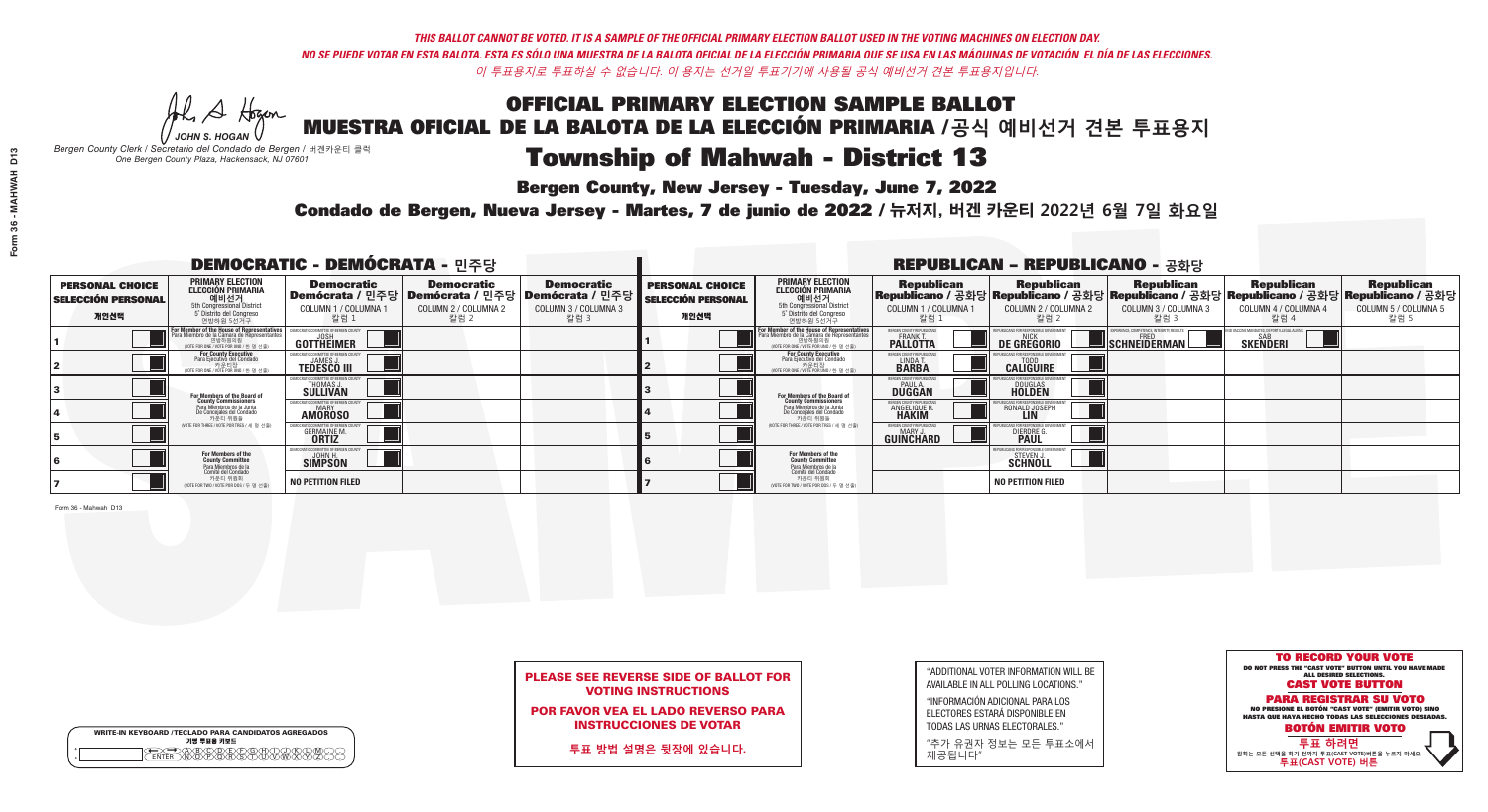*THIS BALLOT CANNOT BE VOTED. IT IS A SAMPLE OF THE OFFICIAL PRIMARY ELECTION BALLOT USED IN THE VOTING MACHINES ON ELECTION DAY.*

*NO SE PUEDE VOTAR EN ESTA BALOTA. ESTA ES SÓLO UNA MUESTRA DE LA BALOTA OFICIAL DE LA ELECCIÓN PRIMARIA QUE SE USA EN LAS MÁQUINAS DE VOTACIÓN EL DÍA DE LAS ELECCIONES.*

*이 투표용지로 투표하실 수 없습니다. 이 용지는 선거일 투표기기에 사용될 공식 예비선거 견본 투표용지입니다.*

JOHN S. HOGAN

*Bergen County Clerk / Secretario del Condado de Bergen / 버겐카운티 클럭*
*One Bergen County Plaza, Hackensack, NJ 07601*

# OFFICIAL PRIMARY ELECTION SAMPLE BALLOT
# MUESTRA OFICIAL DE LA BALOTA DE LA ELECCIÓN PRIMARIA /공식 예비선거 견본 투표용지

# Township of Mahwah - District 13

**Bergen County, New Jersey - Tuesday, June 7, 2022**

**Condado de Bergen, Nueva Jersey - Martes, 7 de junio de 2022 / 뉴저지, 버겐 카운티 2022년 6월 7일 화요일**

## DEMOCRATIC - DEMÓCRATA - 민주당

| PERSONAL CHOICE / SELECCIÓN PERSONAL / 개인선택 | PRIMARY ELECTION / ELECCIÓN PRIMARIA / 예비선거 | Democratic / Demócrata / 민주당 COLUMN 1 / COLUMNA 1 / 칼럼 1 | Democratic / Demócrata / 민주당 COLUMN 2 / COLUMNA 2 / 칼럼 2 | Democratic / Demócrata / 민주당 COLUMN 3 / COLUMNA 3 / 칼럼 3 |
|---|---|---|---|---|
| 1 | For Member of the House of Representatives / Para Miembro de la Cámara de Representantes / 연방하원의원 (5th Congressional District) (VOTE FOR ONE / VOTE POR UNO / 한 명 선출) | JOSH GOTTHEIMER | | |
| 2 | For County Executive / Para Ejecutivo del Condado / 카운티장 (VOTE FOR ONE / VOTE POR UNO / 한 명 선출) | JAMES J. TEDESCO III | | |
| 3 | For Members of the Board of County Commissioners / Para Miembros de la Junta De Concejales del Condado / 카운티 위원들 (VOTE FOR THREE / VOTE POR TRES / 세 명 선출) | THOMAS J. SULLIVAN | | |
| 4 | | MARY AMOROSO | | |
| 5 | | GERMAINE M. ORTIZ | | |
| 6 | For Members of the County Committee / Para Miembros de la Comité del Condado / 카운티 위원회 (VOTE FOR TWO / VOTE POR DOS / 두 명 선출) | JOHN H. SIMPSON | | |
| 7 | | NO PETITION FILED | | |

## REPUBLICAN - REPUBLICANO - 공화당

| PERSONAL CHOICE / SELECCIÓN PERSONAL / 개인선택 | PRIMARY ELECTION / ELECCIÓN PRIMARIA / 예비선거 | Republican / Republicano / 공화당 COLUMN 1 / COLUMNA 1 / 칼럼 1 | Republican / Republicano / 공화당 COLUMN 2 / COLUMNA 2 / 칼럼 2 | Republican / Republicano / 공화당 COLUMN 3 / COLUMNA 3 / 칼럼 3 | Republican / Republicano / 공화당 COLUMN 4 / COLUMNA 4 / 칼럼 4 | Republican / Republicano / 공화당 COLUMN 5 / COLUMNA 5 / 칼럼 5 |
|---|---|---|---|---|---|---|
| 1 | For Member of the House of Representatives / Para Miembro de la Cámara de Representantes / 연방하원의원 (5th Congressional District) (VOTE FOR ONE / VOTE POR UNO / 한 명 선출) | FRANK T. PALLOTTA | NICK DE GREGORIO | FRED SCHNEIDERMAN | SAB SKENDERI | |
| 2 | For County Executive / Para Ejecutivo del Condado / 카운티장 (VOTE FOR ONE / VOTE POR UNO / 한 명 선출) | LINDA T. BARBA | TODD CALIGUIRE | | | |
| 3 | For Members of the Board of County Commissioners / Para Miembros de la Junta De Concejales del Condado / 카운티 위원들 (VOTE FOR THREE / VOTE POR TRES / 세 명 선출) | PAUL A. DUGGAN | DOUGLAS HOLDEN | | | |
| 4 | | ANGELIQUE R. HAKIM | RONALD JOSEPH LIN | | | |
| 5 | | MARY J. GUINCHARD | DIERDRE G. PAUL | | | |
| 6 | For Members of the County Committee / Para Miembros de la Comité del Condado / 카운티 위원회 (VOTE FOR TWO / VOTE POR DOS / 두 명 선출) | | STEVEN J. SCHNOLL | | | |
| 7 | | | NO PETITION FILED | | | |

Form 36 - Mahwah D13

**PLEASE SEE REVERSE SIDE OF BALLOT FOR VOTING INSTRUCTIONS**

**POR FAVOR VEA EL LADO REVERSO PARA INSTRUCCIONES DE VOTAR**

**투표 방법 설명은 뒷장에 있습니다.**

"ADDITIONAL VOTER INFORMATION WILL BE AVAILABLE IN ALL POLLING LOCATIONS."

"INFORMACIÓN ADICIONAL PARA LOS ELECTORES ESTARÁ DISPONIBLE EN TODAS LAS URNAS ELECTORALES."

"추가 유권자 정보는 모든 투표소에서 제공됩니다"

WRITE-IN KEYBOARD /TECLADO PARA CANDIDATOS AGREGADOS
기명 투표용 키보드

**TO RECORD YOUR VOTE**
DO NOT PRESS THE "CAST VOTE" BUTTON UNTIL YOU HAVE MADE ALL DESIRED SELECTIONS.
**CAST VOTE BUTTON**

**PARA REGISTRAR SU VOTO**
NO PRESIONE EL BOTÓN "CAST VOTE" (EMITIR VOTO) SINO HASTA QUE HAYA HECHO TODAS LAS SELECCIONES DESEADAS.
**BOTÓN EMITIR VOTO**

**투표 하려면**
원하는 모든 선택을 하기 전까지 투표(CAST VOTE)버튼을 누르지 마세요
**투표(CAST VOTE) 버튼**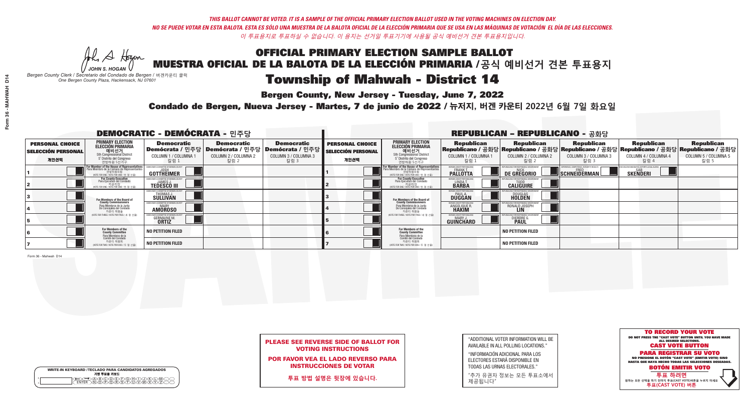*THIS BALLOT CANNOT BE VOTED. IT IS A SAMPLE OF THE OFFICIAL PRIMARY ELECTION BALLOT USED IN THE VOTING MACHINES ON ELECTION DAY.*
*NO SE PUEDE VOTAR EN ESTA BALOTA. ESTA ES SÓLO UNA MUESTRA DE LA BALOTA OFICIAL DE LA ELECCIÓN PRIMARIA QUE SE USA EN LAS MÁQUINAS DE VOTACIÓN EL DÍA DE LAS ELECCIONES.*
*이 투표용지로 투표하실 수 없습니다. 이 용지는 선거일 투표기기에 사용될 공식 예비선거 견본 투표용지입니다.*

JOHN S. HOGAN
*Bergen County Clerk / Secretario del Condado de Bergen / 버겐카운티 클럭*
*One Bergen County Plaza, Hackensack, NJ 07601*

# OFFICIAL PRIMARY ELECTION SAMPLE BALLOT
# MUESTRA OFICIAL DE LA BALOTA DE LA ELECCIÓN PRIMARIA / 공식 예비선거 견본 투표용지

# Township of Mahwah - District 14

**Bergen County, New Jersey - Tuesday, June 7, 2022**

**Condado de Bergen, Nueva Jersey - Martes, 7 de junio de 2022 / 뉴저지, 버겐 카운티 2022년 6월 7일 화요일**

## DEMOCRATIC - DEMÓCRATA - 민주당

| PERSONAL CHOICE / SELECCIÓN PERSONAL / 개인선택 | PRIMARY ELECTION / ELECCIÓN PRIMARIA / 예비선거 | Democratic / Demócrata / 민주당 COLUMN 1 / COLUMNA 1 / 칼럼 1 | Democratic / Demócrata / 민주당 COLUMN 2 / COLUMNA 2 / 칼럼 2 | Democratic / Demócrata / 민주당 COLUMN 3 / COLUMNA 3 / 칼럼 3 |
|---|---|---|---|---|
| 1 | For Member of the House of Representatives / Para Miembro de la Cámara de Representantes / 연방하원의원 (5th Congressional District / 5° Distrito del Congreso / 연방하원 5선거구) (VOTE FOR ONE / VOTE POR UNO / 한 명 선출) | DEMOCRATIC COMMITTEE OF BERGEN COUNTY JOSH GOTTHEIMER | | |
| 2 | For County Executive / Para Ejecutivo del Condado / 카운티장 (VOTE FOR ONE / VOTE POR UNO / 한 명 선출) | DEMOCRATIC COMMITTEE OF BERGEN COUNTY JAMES J. TEDESCO III | | |
| 3 | For Members of the Board of County Commissioners / Para Miembros de la Junta De Concejales del Condado / 카운티 위원들 (VOTE FOR THREE / VOTE POR TRES / 세 명 선출) | DEMOCRATIC COMMITTEE OF BERGEN COUNTY THOMAS J. SULLIVAN | | |
| 4 | | DEMOCRATIC COMMITTEE OF BERGEN COUNTY MARY AMOROSO | | |
| 5 | | DEMOCRATIC COMMITTEE OF BERGEN COUNTY GERMAINE M. ORTIZ | | |
| 6 | For Members of the County Committee / Para Miembros de la Comité del Condado / 카운티 위원회 (VOTE FOR TWO / VOTE POR DOS / 두 명 선출) | NO PETITION FILED | | |
| 7 | | NO PETITION FILED | | |

## REPUBLICAN - REPUBLICANO - 공화당

| PERSONAL CHOICE / SELECCIÓN PERSONAL / 개인선택 | PRIMARY ELECTION / ELECCIÓN PRIMARIA / 예비선거 | Republican / Republicano / 공화당 COLUMN 1 / COLUMNA 1 / 칼럼 1 | Republican / Republicano / 공화당 COLUMN 2 / COLUMNA 2 / 칼럼 2 | Republican / Republicano / 공화당 COLUMN 3 / COLUMNA 3 / 칼럼 3 | Republican / Republicano / 공화당 COLUMN 4 / COLUMNA 4 / 칼럼 4 | Republican / Republicano / 공화당 COLUMN 5 / COLUMNA 5 / 칼럼 5 |
|---|---|---|---|---|---|---|
| 1 | For Member of the House of Representatives / Para Miembro de la Cámara de Representantes / 연방하원의원 (5th Congressional District / 5° Distrito del Congreso / 연방하원 5선거구) (VOTE FOR ONE / VOTE POR UNO / 한 명 선출) | BERGEN COUNTY REPUBLICANS FRANK T. PALLOTTA | REPUBLICANS FOR RESPONSIBLE GOVERNMENT NICK DE GREGORIO | EXPERIENCE, COMPETENCE, INTEGRITY, RESULTS FRED SCHNEIDERMAN | END VACCINE MANDATES, DEPORT ILLEGAL ALIENS SAB SKENDERI | |
| 2 | For County Executive / Para Ejecutivo del Condado / 카운티장 (VOTE FOR ONE / VOTE POR UNO / 한 명 선출) | BERGEN COUNTY REPUBLICANS LINDA T. BARBA | REPUBLICANS FOR RESPONSIBLE GOVERNMENT TODD CALIGUIRE | | | |
| 3 | For Members of the Board of County Commissioners / Para Miembros de la Junta De Concejales del Condado / 카운티 위원들 (VOTE FOR THREE / VOTE POR TRES / 세 명 선출) | BERGEN COUNTY REPUBLICANS PAUL A. DUGGAN | REPUBLICANS FOR RESPONSIBLE GOVERNMENT DOUGLAS HOLDEN | | | |
| 4 | | BERGEN COUNTY REPUBLICANS ANGELIQUE R. HAKIM | REPUBLICANS FOR RESPONSIBLE GOVERNMENT RONALD JOSEPH LIN | | | |
| 5 | | BERGEN COUNTY REPUBLICANS MARY J. GUINCHARD | REPUBLICANS FOR RESPONSIBLE GOVERNMENT DIERDRE G. PAUL | | | |
| 6 | For Members of the County Committee / Para Miembros de la Comité del Condado / 카운티 위원회 (VOTE FOR TWO / VOTE POR DOS / 두 명 선출) | | NO PETITION FILED | | | |
| 7 | | | NO PETITION FILED | | | |

Form 36 - Mahwah D14

**PLEASE SEE REVERSE SIDE OF BALLOT FOR VOTING INSTRUCTIONS**

**POR FAVOR VEA EL LADO REVERSO PARA INSTRUCCIONES DE VOTAR**

**투표 방법 설명은 뒷장에 있습니다.**

"ADDITIONAL VOTER INFORMATION WILL BE AVAILABLE IN ALL POLLING LOCATIONS."

"INFORMACIÓN ADICIONAL PARA LOS ELECTORES ESTARÁ DISPONIBLE EN TODAS LAS URNAS ELECTORALES."

"추가 유권자 정보는 모든 투표소에서 제공됩니다"

WRITE-IN KEYBOARD /TECLADO PARA CANDIDATOS AGREGADOS
기명 투표용 키보드

**TO RECORD YOUR VOTE**
DO NOT PRESS THE "CAST VOTE" BUTTON UNTIL YOU HAVE MADE ALL DESIRED SELECTIONS.
**CAST VOTE BUTTON**

**PARA REGISTRAR SU VOTO**
NO PRESIONE EL BOTÓN "CAST VOTE" (EMITIR VOTO) SINO HASTA QUE HAYA HECHO TODAS LAS SELECCIONES DESEADAS.
**BOTÓN EMITIR VOTO**

**투표 하려면**
원하는 모든 선택을 하기 전까지 투표(CAST VOTE)버튼을 누르지 마세요.
**투표(CAST VOTE) 버튼**